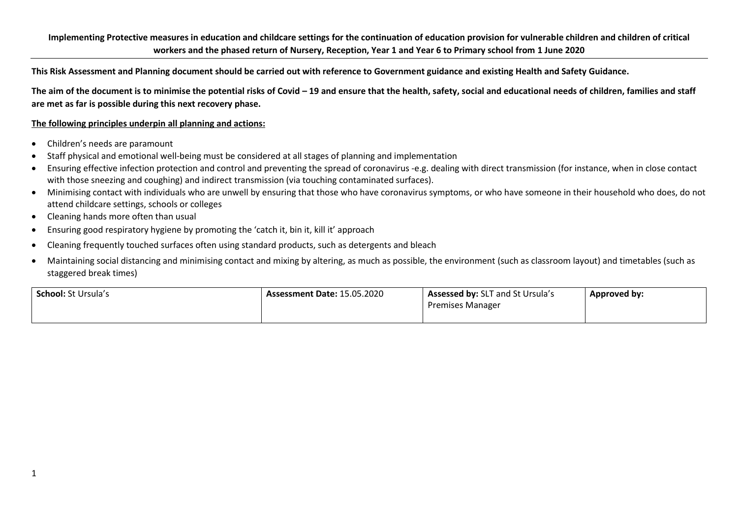**Implementing Protective measures in education and childcare settings for the continuation of education provision for vulnerable children and children of critical workers and the phased return of Nursery, Reception, Year 1 and Year 6 to Primary school from 1 June 2020**

**This Risk Assessment and Planning document should be carried out with reference to Government guidance and existing Health and Safety Guidance.**

**The aim of the document is to minimise the potential risks of Covid – 19 and ensure that the health, safety, social and educational needs of children, families and staff are met as far is possible during this next recovery phase.**

**The following principles underpin all planning and actions:**

- Children's needs are paramount
- Staff physical and emotional well-being must be considered at all stages of planning and implementation
- Ensuring effective infection protection and control and preventing the spread of coronavirus -e.g. dealing with direct transmission (for instance, when in close contact with those sneezing and coughing) and indirect transmission (via touching contaminated surfaces).
- Minimising contact with individuals who are unwell by ensuring that those who have coronavirus symptoms, or who have someone in their household who does, do not attend childcare settings, schools or colleges
- Cleaning hands more often than usual
- Ensuring good respiratory hygiene by promoting the 'catch it, bin it, kill it' approach
- Cleaning frequently touched surfaces often using standard products, such as detergents and bleach
- Maintaining social distancing and minimising contact and mixing by altering, as much as possible, the environment (such as classroom layout) and timetables (such as staggered break times)

| **School:** St Ursula's | **Assessment Date:** 15.05.2020 | **Assessed by:** SLT and St Ursula's Premises Manager | **Approved by:** |
|---|---|---|---|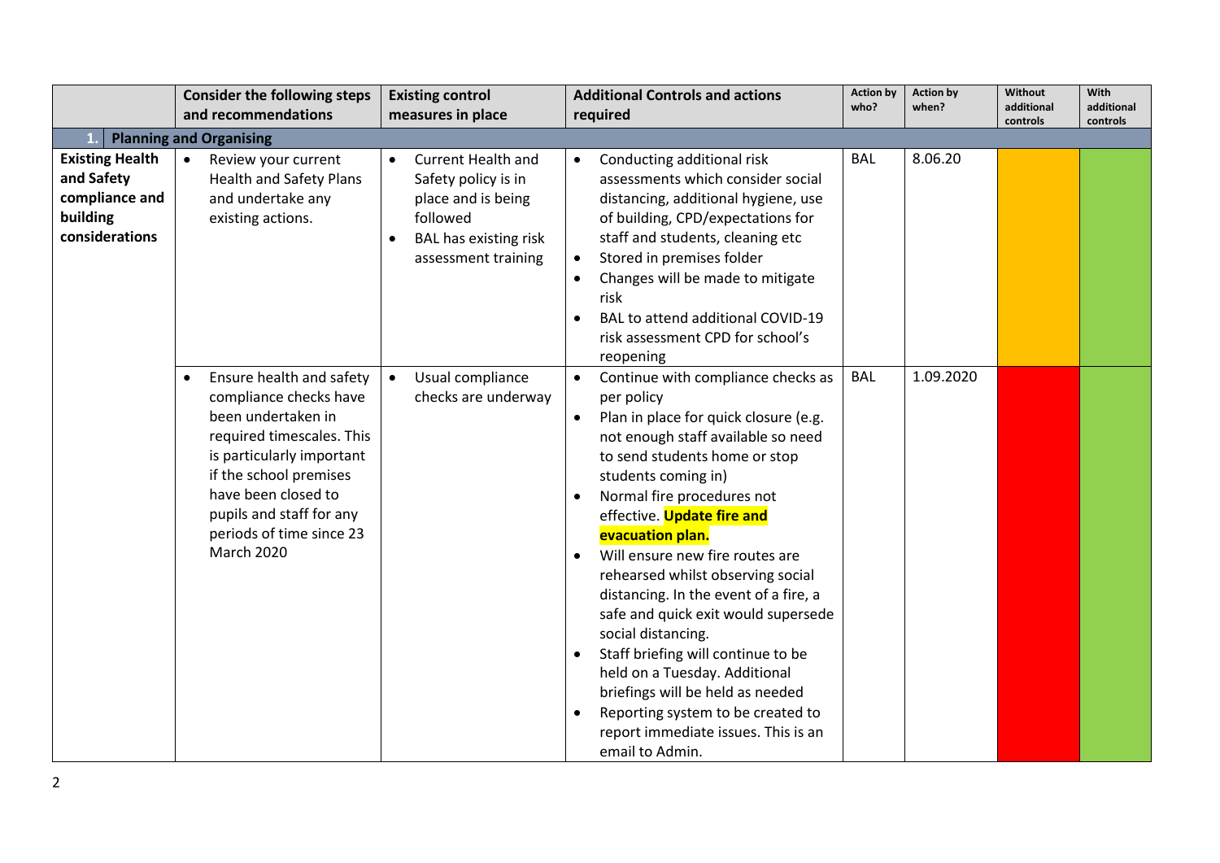| | Consider the following steps and recommendations | Existing control measures in place | Additional Controls and actions required | Action by who? | Action by when? | Without additional controls | With additional controls |
|---|---|---|---|---|---|---|---|
| **1. Planning and Organising** | | | | | | | |
| **Existing Health and Safety compliance and building considerations** | • Review your current Health and Safety Plans and undertake any existing actions. | • Current Health and Safety policy is in place and is being followed<br>• BAL has existing risk assessment training | • Conducting additional risk assessments which consider social distancing, additional hygiene, use of building, CPD/expectations for staff and students, cleaning etc<br>• Stored in premises folder<br>• Changes will be made to mitigate risk<br>• BAL to attend additional COVID-19 risk assessment CPD for school's reopening | BAL | 8.06.20 | | |
| | • Ensure health and safety compliance checks have been undertaken in required timescales. This is particularly important if the school premises have been closed to pupils and staff for any periods of time since 23 March 2020 | • Usual compliance checks are underway | • Continue with compliance checks as per policy<br>• Plan in place for quick closure (e.g. not enough staff available so need to send students home or stop students coming in)<br>• Normal fire procedures not effective. **Update fire and evacuation plan.**<br>• Will ensure new fire routes are rehearsed whilst observing social distancing. In the event of a fire, a safe and quick exit would supersede social distancing.<br>• Staff briefing will continue to be held on a Tuesday. Additional briefings will be held as needed<br>• Reporting system to be created to report immediate issues. This is an email to Admin. | BAL | 1.09.2020 | | |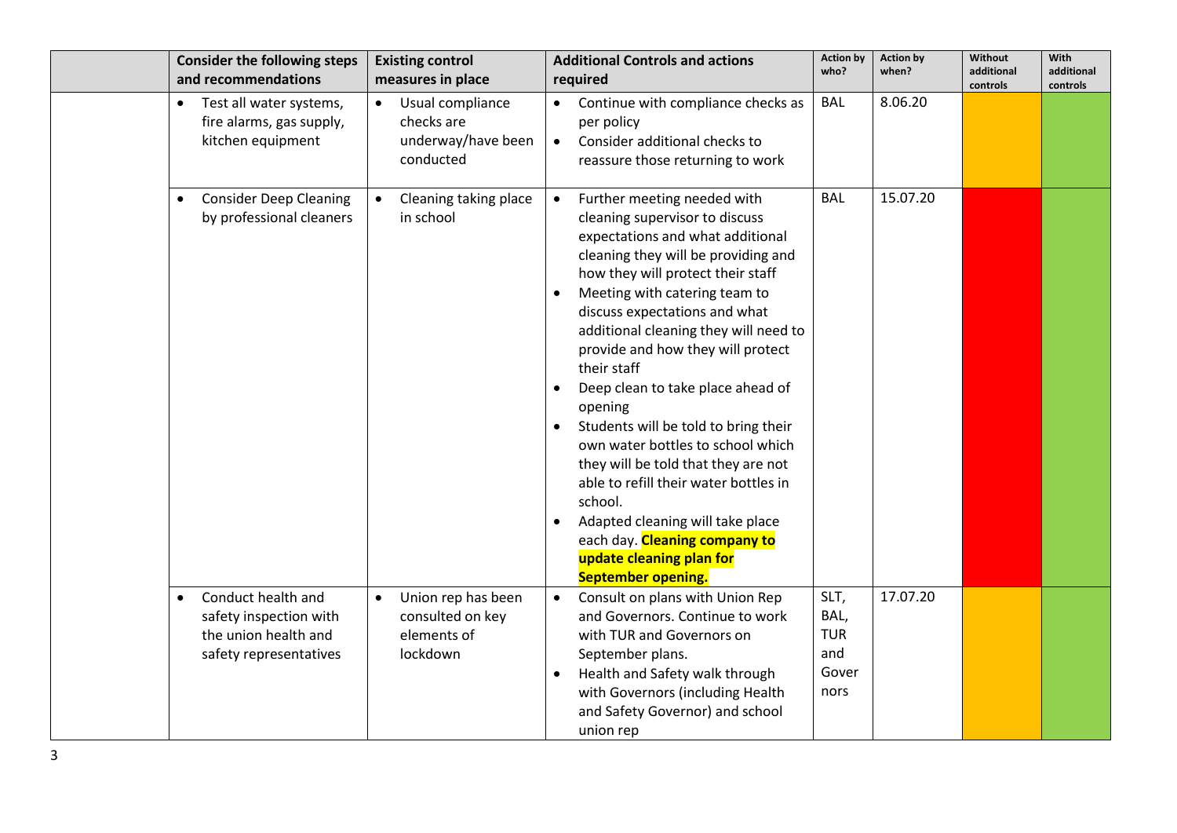| | Consider the following steps and recommendations | Existing control measures in place | Additional Controls and actions required | Action by who? | Action by when? | Without additional controls | With additional controls |
|---|---|---|---|---|---|---|---|
| | • Test all water systems, fire alarms, gas supply, kitchen equipment | • Usual compliance checks are underway/have been conducted | • Continue with compliance checks as per policy<br>• Consider additional checks to reassure those returning to work | BAL | 8.06.20 | | |
| | • Consider Deep Cleaning by professional cleaners | • Cleaning taking place in school | • Further meeting needed with cleaning supervisor to discuss expectations and what additional cleaning they will be providing and how they will protect their staff<br>• Meeting with catering team to discuss expectations and what additional cleaning they will need to provide and how they will protect their staff<br>• Deep clean to take place ahead of opening<br>• Students will be told to bring their own water bottles to school which they will be told that they are not able to refill their water bottles in school.<br>• Adapted cleaning will take place each day. **Cleaning company to update cleaning plan for September opening.** | BAL | 15.07.20 | | |
| | • Conduct health and safety inspection with the union health and safety representatives | • Union rep has been consulted on key elements of lockdown | • Consult on plans with Union Rep and Governors. Continue to work with TUR and Governors on September plans.<br>• Health and Safety walk through with Governors (including Health and Safety Governor) and school union rep | SLT, BAL, TUR and Governors | 17.07.20 | | |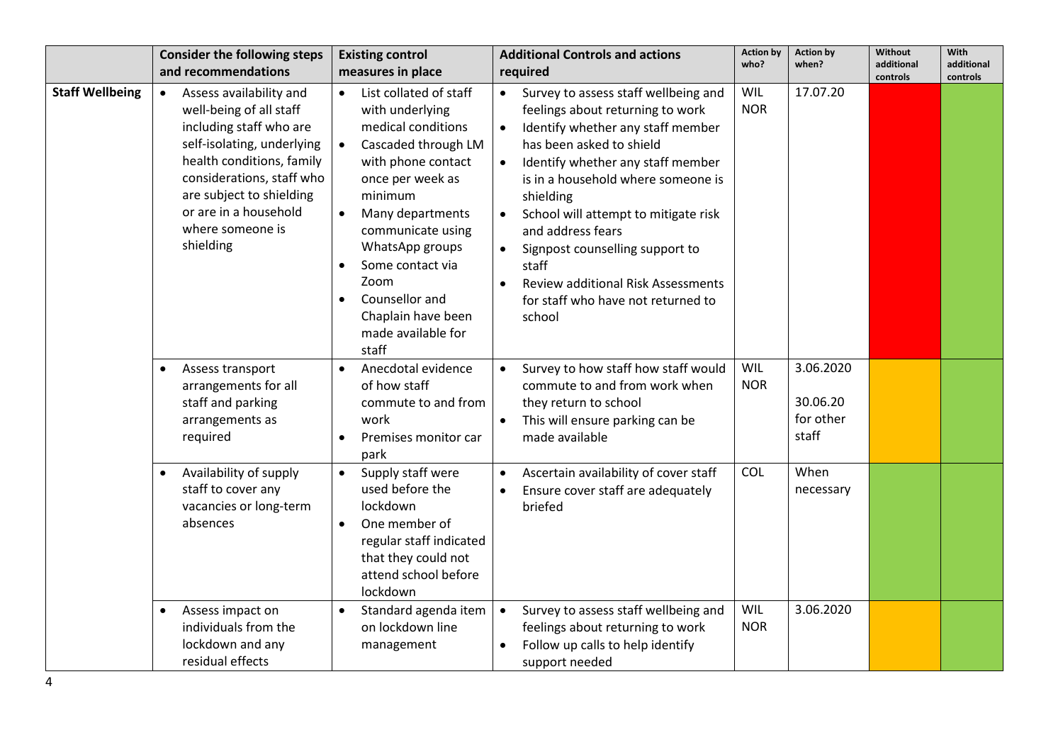| | Consider the following steps and recommendations | Existing control measures in place | Additional Controls and actions required | Action by who? | Action by when? | Without additional controls | With additional controls |
|---|---|---|---|---|---|---|---|
| **Staff Wellbeing** | • Assess availability and well-being of all staff including staff who are self-isolating, underlying health conditions, family considerations, staff who are subject to shielding or are in a household where someone is shielding | • List collated of staff with underlying medical conditions<br>• Cascaded through LM with phone contact once per week as minimum<br>• Many departments communicate using WhatsApp groups<br>• Some contact via Zoom<br>• Counsellor and Chaplain have been made available for staff | • Survey to assess staff wellbeing and feelings about returning to work<br>• Identify whether any staff member has been asked to shield<br>• Identify whether any staff member is in a household where someone is shielding<br>• School will attempt to mitigate risk and address fears<br>• Signpost counselling support to staff<br>• Review additional Risk Assessments for staff who have not returned to school | WIL NOR | 17.07.20 | | |
| | • Assess transport arrangements for all staff and parking arrangements as required | • Anecdotal evidence of how staff commute to and from work<br>• Premises monitor car park | • Survey to how staff how staff would commute to and from work when they return to school<br>• This will ensure parking can be made available | WIL NOR | 3.06.2020<br><br>30.06.20 for other staff | | |
| | • Availability of supply staff to cover any vacancies or long-term absences | • Supply staff were used before the lockdown<br>• One member of regular staff indicated that they could not attend school before lockdown | • Ascertain availability of cover staff<br>• Ensure cover staff are adequately briefed | COL | When necessary | | |
| | • Assess impact on individuals from the lockdown and any residual effects | • Standard agenda item on lockdown line management | • Survey to assess staff wellbeing and feelings about returning to work<br>• Follow up calls to help identify support needed | WIL NOR | 3.06.2020 | | |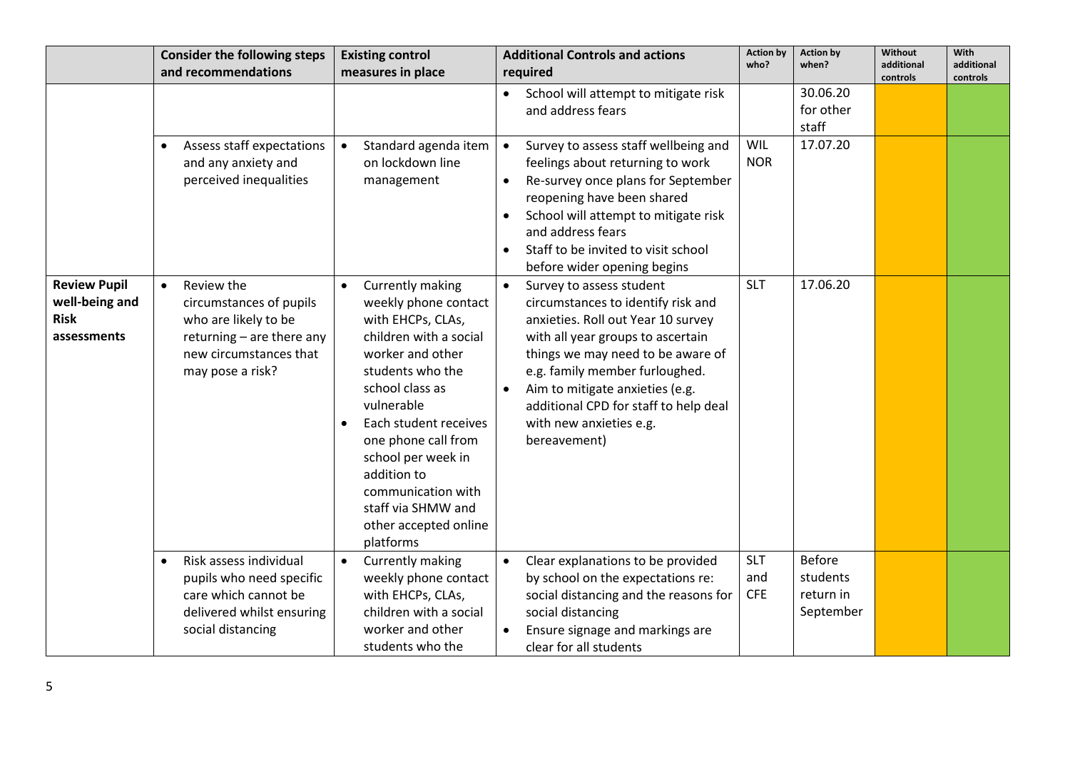| | Consider the following steps and recommendations | Existing control measures in place | Additional Controls and actions required | Action by who? | Action by when? | Without additional controls | With additional controls |
|---|---|---|---|---|---|---|---|
| | | | • School will attempt to mitigate risk and address fears | | 30.06.20 for other staff | | |
| | • Assess staff expectations and any anxiety and perceived inequalities | • Standard agenda item on lockdown line management | • Survey to assess staff wellbeing and feelings about returning to work<br>• Re-survey once plans for September reopening have been shared<br>• School will attempt to mitigate risk and address fears<br>• Staff to be invited to visit school before wider opening begins | WIL NOR | 17.07.20 | | |
| **Review Pupil well-being and Risk assessments** | • Review the circumstances of pupils who are likely to be returning – are there any new circumstances that may pose a risk? | • Currently making weekly phone contact with EHCPs, CLAs, children with a social worker and other students who the school class as vulnerable<br>• Each student receives one phone call from school per week in addition to communication with staff via SHMW and other accepted online platforms | • Survey to assess student circumstances to identify risk and anxieties. Roll out Year 10 survey with all year groups to ascertain things we may need to be aware of e.g. family member furloughed.<br>• Aim to mitigate anxieties (e.g. additional CPD for staff to help deal with new anxieties e.g. bereavement) | SLT | 17.06.20 | | |
| | • Risk assess individual pupils who need specific care which cannot be delivered whilst ensuring social distancing | • Currently making weekly phone contact with EHCPs, CLAs, children with a social worker and other students who the | • Clear explanations to be provided by school on the expectations re: social distancing and the reasons for social distancing<br>• Ensure signage and markings are clear for all students | SLT and CFE | Before students return in September | | |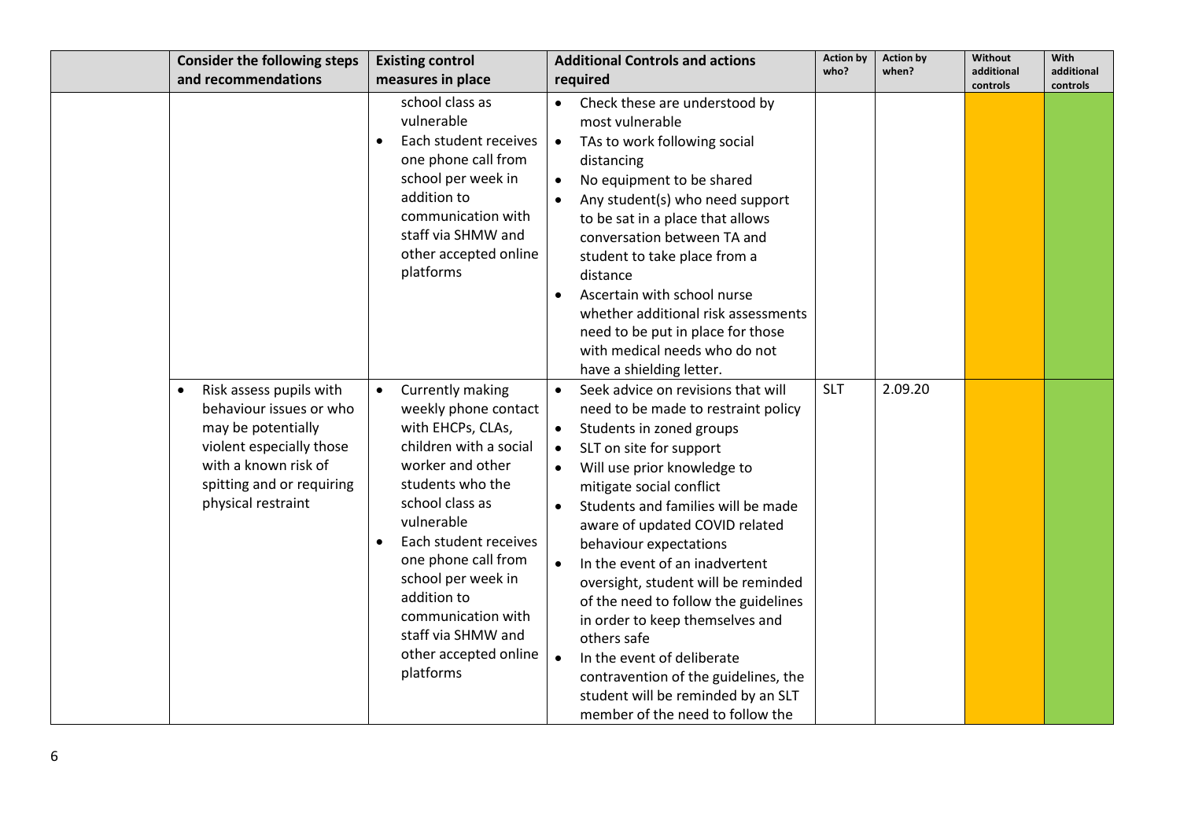| | Consider the following steps and recommendations | Existing control measures in place | Additional Controls and actions required | Action by who? | Action by when? | Without additional controls | With additional controls |
|---|---|---|---|---|---|---|---|
| | | school class as vulnerable<br>• Each student receives one phone call from school per week in addition to communication with staff via SHMW and other accepted online platforms | • Check these are understood by most vulnerable<br>• TAs to work following social distancing<br>• No equipment to be shared<br>• Any student(s) who need support to be sat in a place that allows conversation between TA and student to take place from a distance<br>• Ascertain with school nurse whether additional risk assessments need to be put in place for those with medical needs who do not have a shielding letter. | | | | |
| | • Risk assess pupils with behaviour issues or who may be potentially violent especially those with a known risk of spitting and or requiring physical restraint | • Currently making weekly phone contact with EHCPs, CLAs, children with a social worker and other students who the school class as vulnerable<br>• Each student receives one phone call from school per week in addition to communication with staff via SHMW and other accepted online platforms | • Seek advice on revisions that will need to be made to restraint policy<br>• Students in zoned groups<br>• SLT on site for support<br>• Will use prior knowledge to mitigate social conflict<br>• Students and families will be made aware of updated COVID related behaviour expectations<br>• In the event of an inadvertent oversight, student will be reminded of the need to follow the guidelines in order to keep themselves and others safe<br>• In the event of deliberate contravention of the guidelines, the student will be reminded by an SLT member of the need to follow the | SLT | 2.09.20 | | |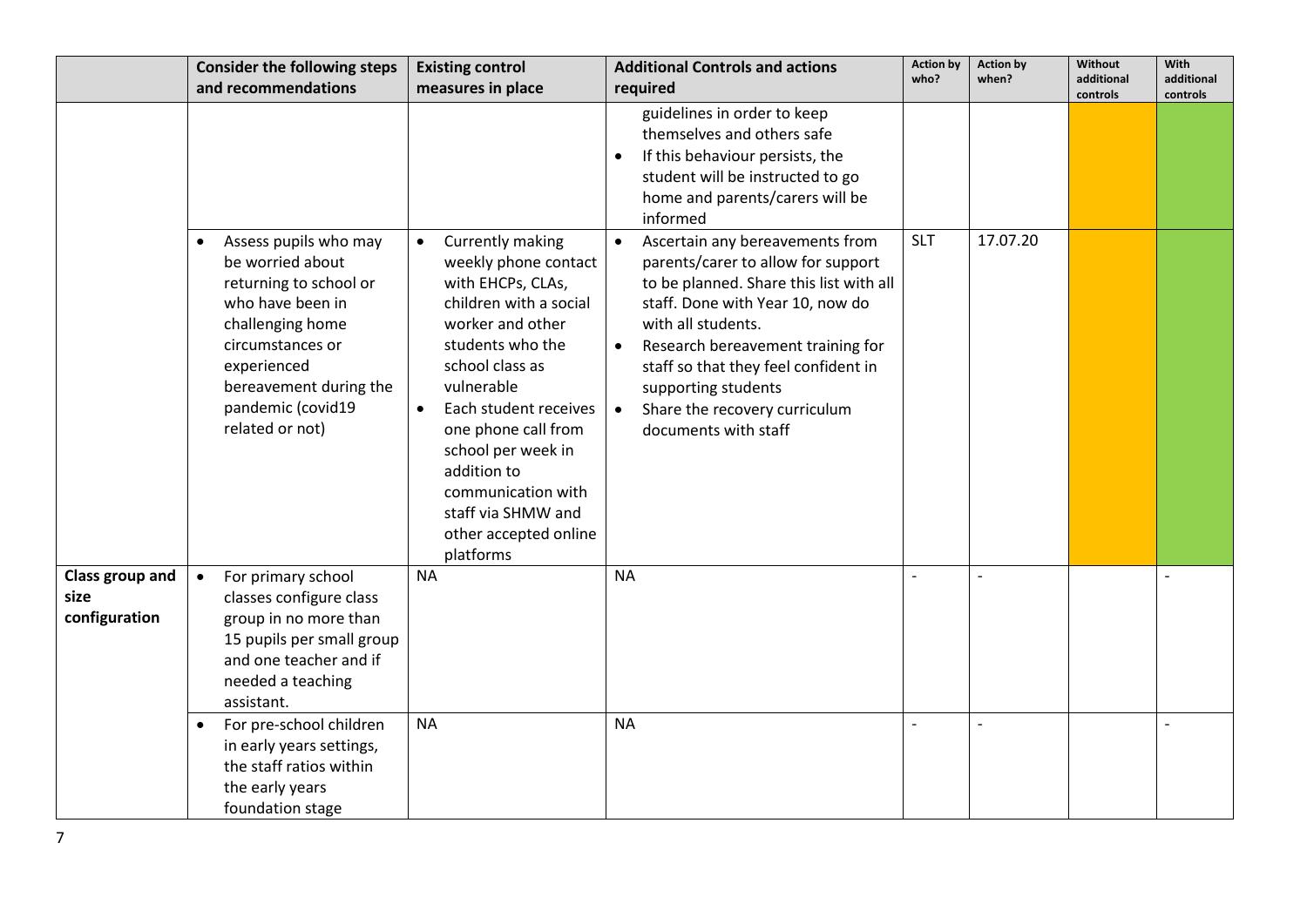| | Consider the following steps and recommendations | Existing control measures in place | Additional Controls and actions required | Action by who? | Action by when? | Without additional controls | With additional controls |
|---|---|---|---|---|---|---|---|
| | | | guidelines in order to keep themselves and others safe<br>• If this behaviour persists, the student will be instructed to go home and parents/carers will be informed | | | | |
| | • Assess pupils who may be worried about returning to school or who have been in challenging home circumstances or experienced bereavement during the pandemic (covid19 related or not) | • Currently making weekly phone contact with EHCPs, CLAs, children with a social worker and other students who the school class as vulnerable<br>• Each student receives one phone call from school per week in addition to communication with staff via SHMW and other accepted online platforms | • Ascertain any bereavements from parents/carer to allow for support to be planned. Share this list with all staff. Done with Year 10, now do with all students.<br>• Research bereavement training for staff so that they feel confident in supporting students<br>• Share the recovery curriculum documents with staff | SLT | 17.07.20 | | |
| **Class group and size configuration** | • For primary school classes configure class group in no more than 15 pupils per small group and one teacher and if needed a teaching assistant. | NA | NA | - | - | | - |
| | • For pre-school children in early years settings, the staff ratios within the early years foundation stage | NA | NA | - | - | | - |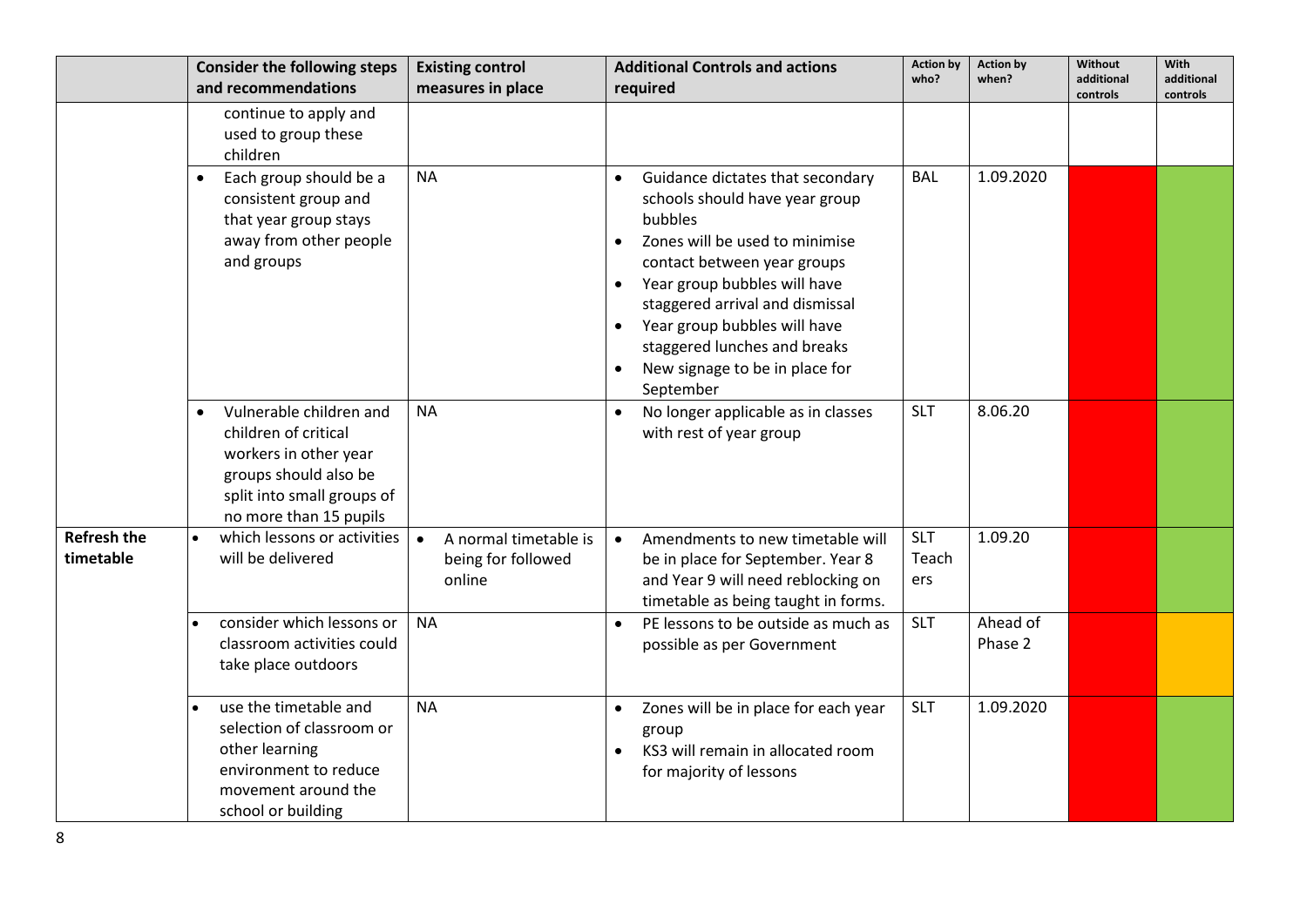| | Consider the following steps and recommendations | Existing control measures in place | Additional Controls and actions required | Action by who? | Action by when? | Without additional controls | With additional controls |
|---|---|---|---|---|---|---|---|
| | continue to apply and used to group these children | | | | | | |
| | • Each group should be a consistent group and that year group stays away from other people and groups | NA | • Guidance dictates that secondary schools should have year group bubbles<br>• Zones will be used to minimise contact between year groups<br>• Year group bubbles will have staggered arrival and dismissal<br>• Year group bubbles will have staggered lunches and breaks<br>• New signage to be in place for September | BAL | 1.09.2020 | | |
| | • Vulnerable children and children of critical workers in other year groups should also be split into small groups of no more than 15 pupils | NA | • No longer applicable as in classes with rest of year group | SLT | 8.06.20 | | |
| **Refresh the timetable** | • which lessons or activities will be delivered | • A normal timetable is being for followed online | • Amendments to new timetable will be in place for September. Year 8 and Year 9 will need reblocking on timetable as being taught in forms. | SLT Teachers | 1.09.20 | | |
| | • consider which lessons or classroom activities could take place outdoors | NA | • PE lessons to be outside as much as possible as per Government | SLT | Ahead of Phase 2 | | |
| | • use the timetable and selection of classroom or other learning environment to reduce movement around the school or building | NA | • Zones will be in place for each year group<br>• KS3 will remain in allocated room for majority of lessons | SLT | 1.09.2020 | | |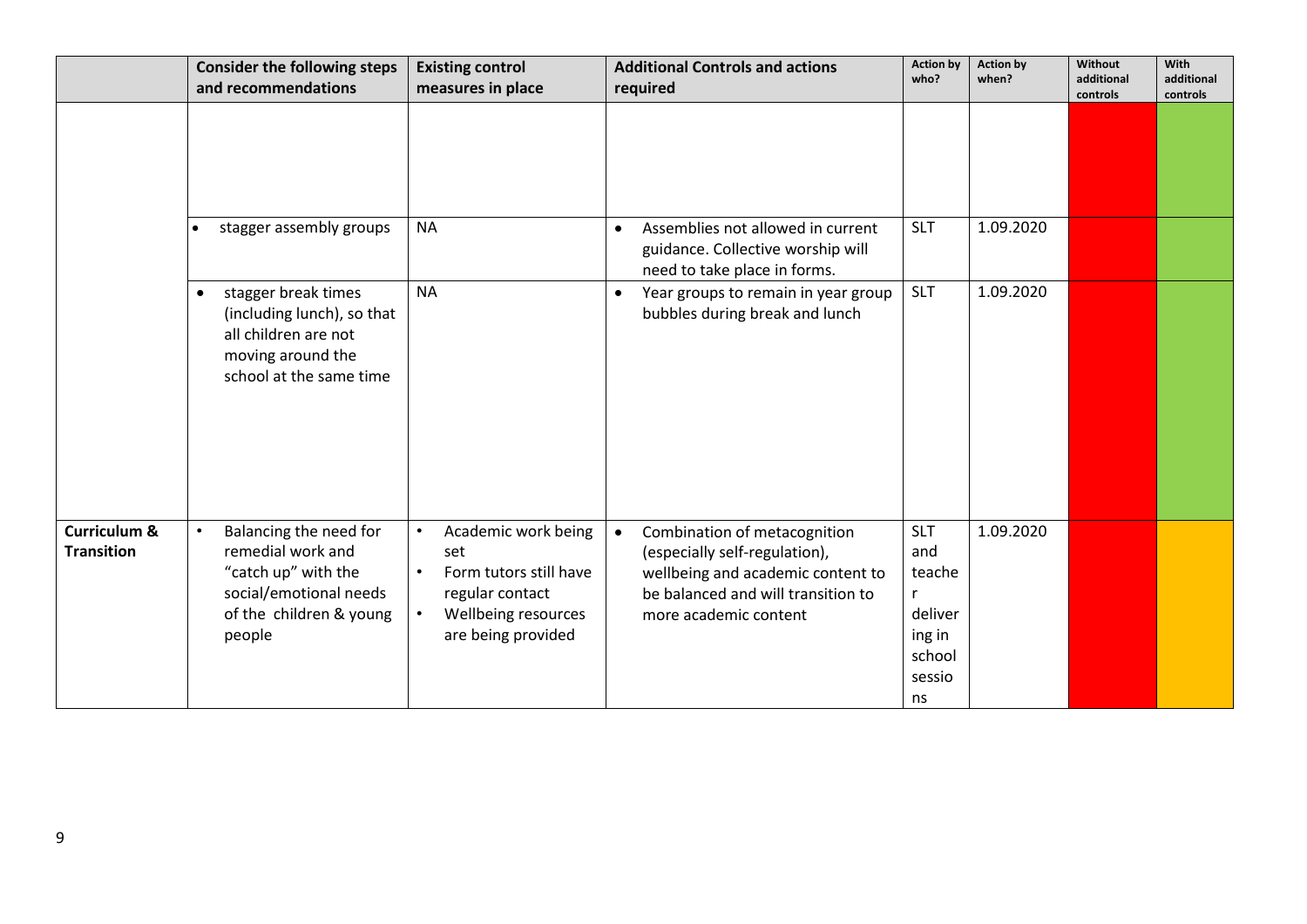| | Consider the following steps and recommendations | Existing control measures in place | Additional Controls and actions required | Action by who? | Action by when? | Without additional controls | With additional controls |
|---|---|---|---|---|---|---|---|
| | | | | | | | |
| | • stagger assembly groups | NA | • Assemblies not allowed in current guidance. Collective worship will need to take place in forms. | SLT | 1.09.2020 | | |
| | • stagger break times (including lunch), so that all children are not moving around the school at the same time | NA | • Year groups to remain in year group bubbles during break and lunch | SLT | 1.09.2020 | | |
| **Curriculum & Transition** | • Balancing the need for remedial work and "catch up" with the social/emotional needs of the children & young people | • Academic work being set<br>• Form tutors still have regular contact<br>• Wellbeing resources are being provided | • Combination of metacognition (especially self-regulation), wellbeing and academic content to be balanced and will transition to more academic content | SLT and teacher delivering in school sessions | 1.09.2020 | | |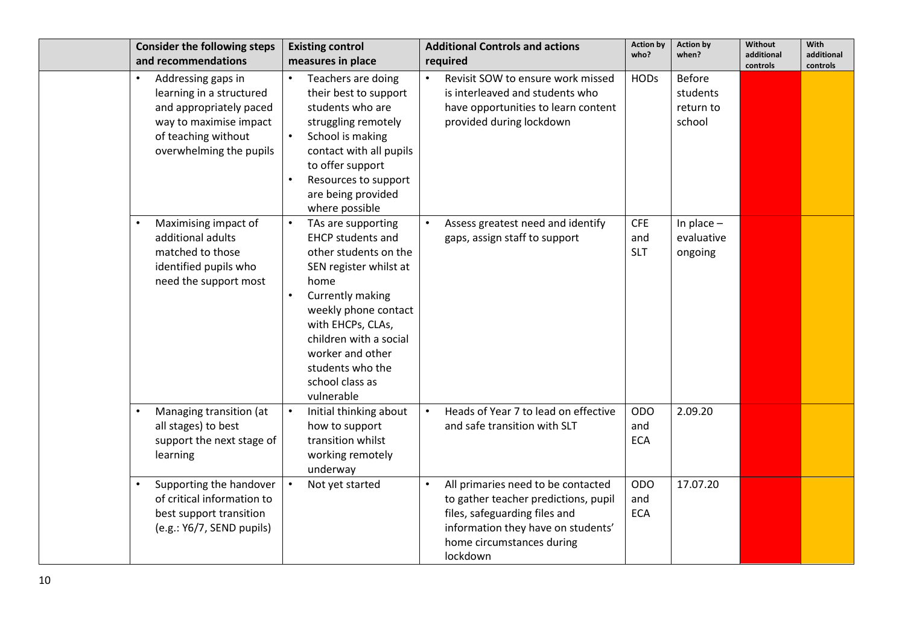|  | Consider the following steps and recommendations | Existing control measures in place | Additional Controls and actions required | Action by who? | Action by when? | Without additional controls | With additional controls |
|---|---|---|---|---|---|---|---|
|  | • Addressing gaps in learning in a structured and appropriately paced way to maximise impact of teaching without overwhelming the pupils | • Teachers are doing their best to support students who are struggling remotely<br>• School is making contact with all pupils to offer support<br>• Resources to support are being provided where possible | • Revisit SOW to ensure work missed is interleaved and students who have opportunities to learn content provided during lockdown | HODs | Before students return to school |  |  |
|  | • Maximising impact of additional adults matched to those identified pupils who need the support most | • TAs are supporting EHCP students and other students on the SEN register whilst at home<br>• Currently making weekly phone contact with EHCPs, CLAs, children with a social worker and other students who the school class as vulnerable | • Assess greatest need and identify gaps, assign staff to support | CFE and SLT | In place – evaluative ongoing |  |  |
|  | • Managing transition (at all stages) to best support the next stage of learning | • Initial thinking about how to support transition whilst working remotely underway | • Heads of Year 7 to lead on effective and safe transition with SLT | ODO and ECA | 2.09.20 |  |  |
|  | • Supporting the handover of critical information to best support transition (e.g.: Y6/7, SEND pupils) | • Not yet started | • All primaries need to be contacted to gather teacher predictions, pupil files, safeguarding files and information they have on students' home circumstances during lockdown | ODO and ECA | 17.07.20 |  |  |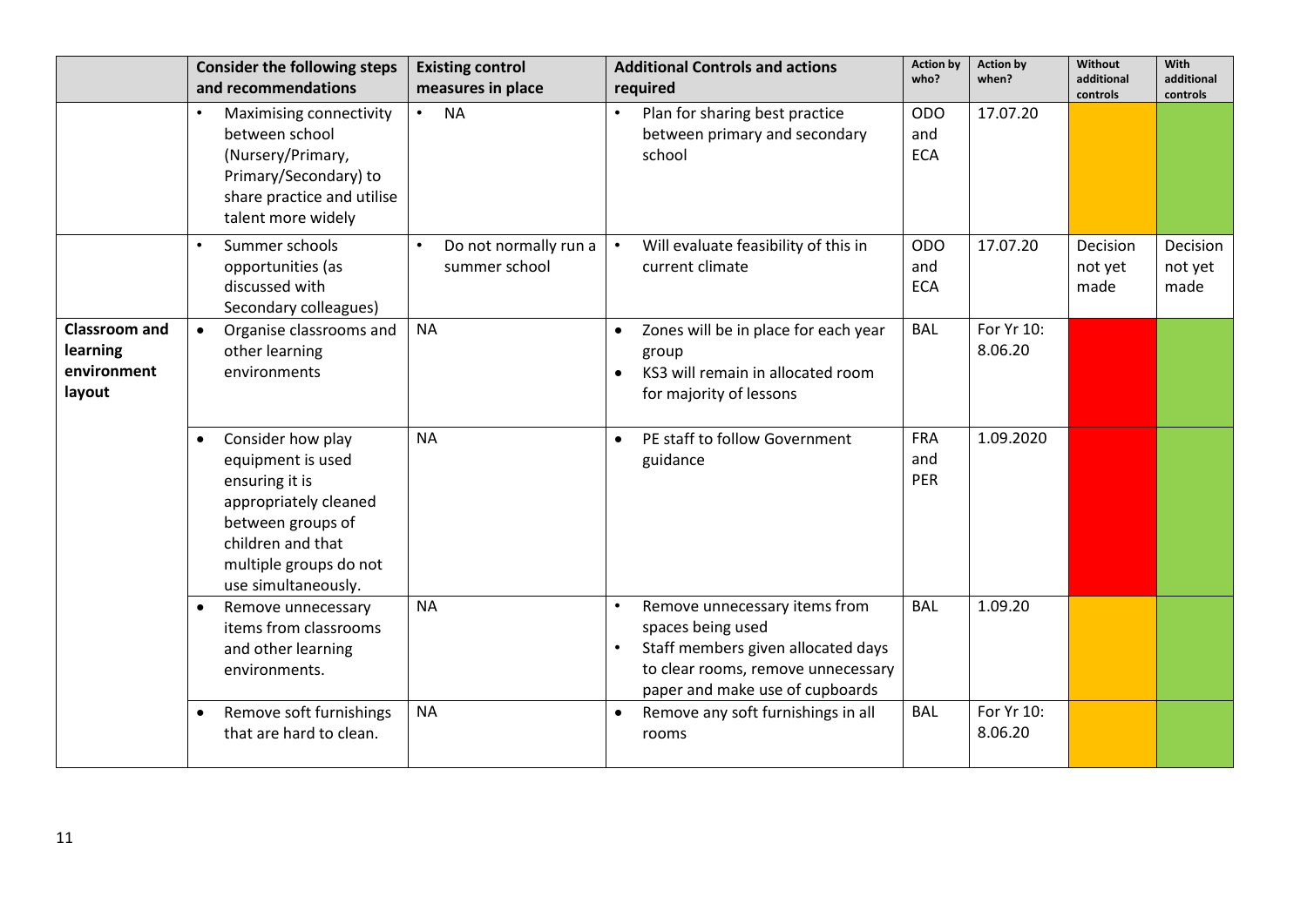| | Consider the following steps and recommendations | Existing control measures in place | Additional Controls and actions required | Action by who? | Action by when? | Without additional controls | With additional controls |
|---|---|---|---|---|---|---|---|
| | • Maximising connectivity between school (Nursery/Primary, Primary/Secondary) to share practice and utilise talent more widely | • NA | • Plan for sharing best practice between primary and secondary school | ODO and ECA | 17.07.20 | | |
| | • Summer schools opportunities (as discussed with Secondary colleagues) | • Do not normally run a summer school | • Will evaluate feasibility of this in current climate | ODO and ECA | 17.07.20 | Decision not yet made | Decision not yet made |
| **Classroom and learning environment layout** | • Organise classrooms and other learning environments | NA | • Zones will be in place for each year group<br>• KS3 will remain in allocated room for majority of lessons | BAL | For Yr 10: 8.06.20 | | |
| | • Consider how play equipment is used ensuring it is appropriately cleaned between groups of children and that multiple groups do not use simultaneously. | NA | • PE staff to follow Government guidance | FRA and PER | 1.09.2020 | | |
| | • Remove unnecessary items from classrooms and other learning environments. | NA | • Remove unnecessary items from spaces being used<br>• Staff members given allocated days to clear rooms, remove unnecessary paper and make use of cupboards | BAL | 1.09.20 | | |
| | • Remove soft furnishings that are hard to clean. | NA | • Remove any soft furnishings in all rooms | BAL | For Yr 10: 8.06.20 | | |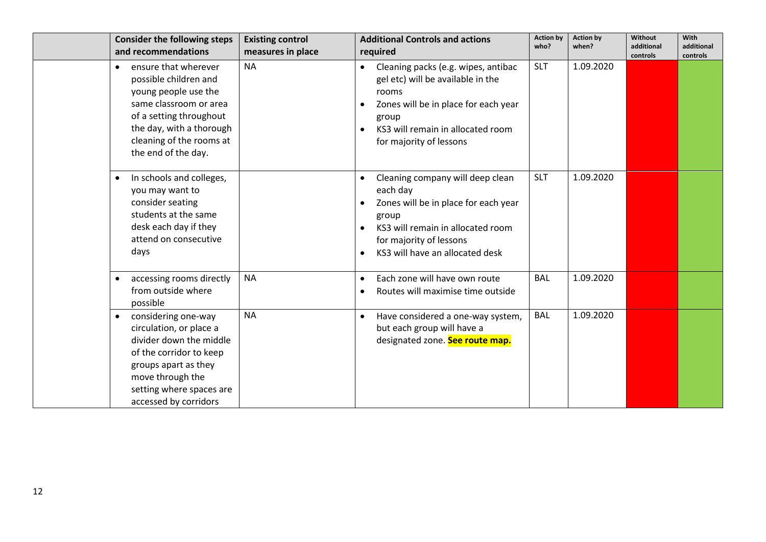| | Consider the following steps and recommendations | Existing control measures in place | Additional Controls and actions required | Action by who? | Action by when? | Without additional controls | With additional controls |
|---|---|---|---|---|---|---|---|
| | • ensure that wherever possible children and young people use the same classroom or area of a setting throughout the day, with a thorough cleaning of the rooms at the end of the day. | NA | • Cleaning packs (e.g. wipes, antibac gel etc) will be available in the rooms<br>• Zones will be in place for each year group<br>• KS3 will remain in allocated room for majority of lessons | SLT | 1.09.2020 | | |
| | • In schools and colleges, you may want to consider seating students at the same desk each day if they attend on consecutive days | | • Cleaning company will deep clean each day<br>• Zones will be in place for each year group<br>• KS3 will remain in allocated room for majority of lessons<br>• KS3 will have an allocated desk | SLT | 1.09.2020 | | |
| | • accessing rooms directly from outside where possible | NA | • Each zone will have own route<br>• Routes will maximise time outside | BAL | 1.09.2020 | | |
| | • considering one-way circulation, or place a divider down the middle of the corridor to keep groups apart as they move through the setting where spaces are accessed by corridors | NA | • Have considered a one-way system, but each group will have a designated zone. **See route map.** | BAL | 1.09.2020 | | |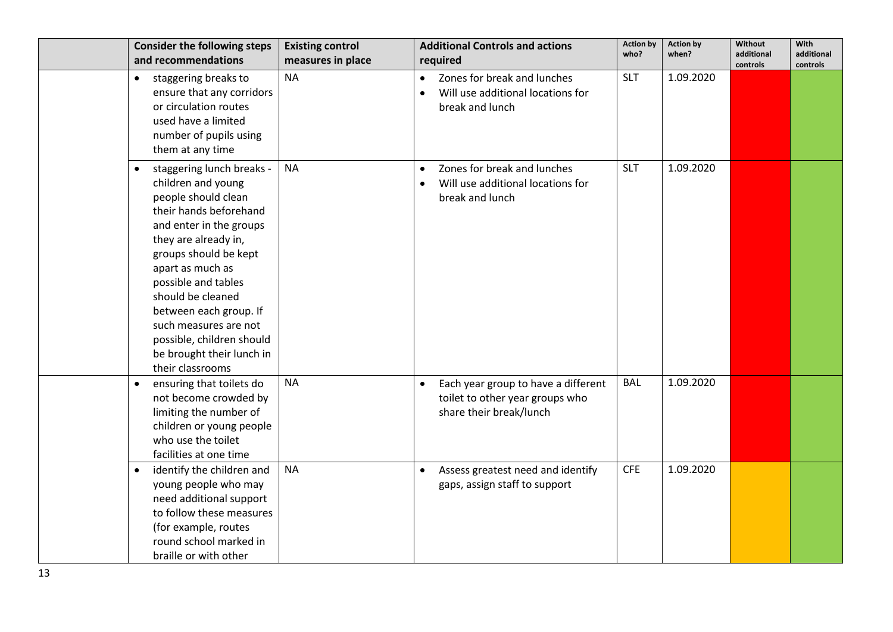| | Consider the following steps and recommendations | Existing control measures in place | Additional Controls and actions required | Action by who? | Action by when? | Without additional controls | With additional controls |
|---|---|---|---|---|---|---|---|
| | • staggering breaks to ensure that any corridors or circulation routes used have a limited number of pupils using them at any time | NA | • Zones for break and lunches<br>• Will use additional locations for break and lunch | SLT | 1.09.2020 | | |
| | • staggering lunch breaks - children and young people should clean their hands beforehand and enter in the groups they are already in, groups should be kept apart as much as possible and tables should be cleaned between each group. If such measures are not possible, children should be brought their lunch in their classrooms | NA | • Zones for break and lunches<br>• Will use additional locations for break and lunch | SLT | 1.09.2020 | | |
| | • ensuring that toilets do not become crowded by limiting the number of children or young people who use the toilet facilities at one time | NA | • Each year group to have a different toilet to other year groups who share their break/lunch | BAL | 1.09.2020 | | |
| | • identify the children and young people who may need additional support to follow these measures (for example, routes round school marked in braille or with other | NA | • Assess greatest need and identify gaps, assign staff to support | CFE | 1.09.2020 | | |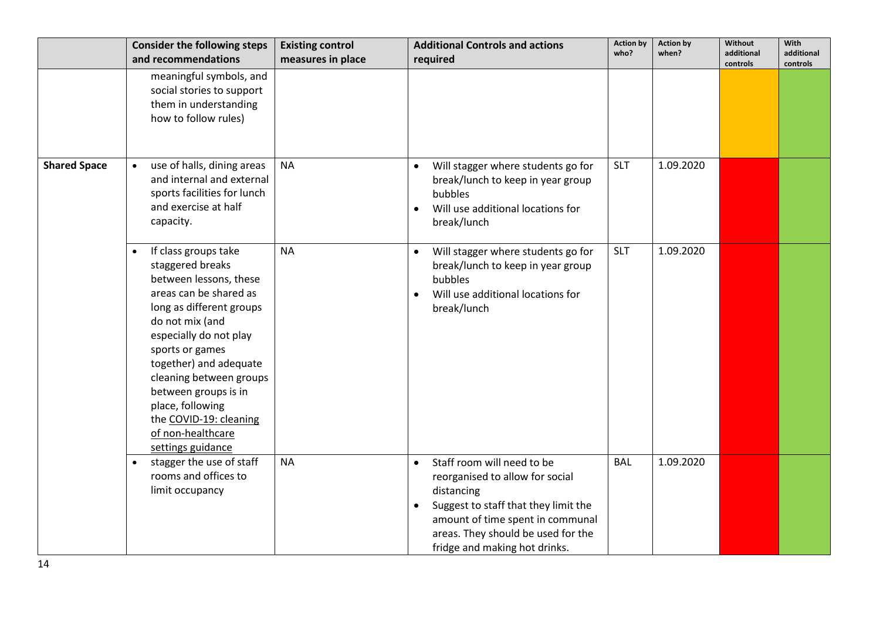| | Consider the following steps and recommendations | Existing control measures in place | Additional Controls and actions required | Action by who? | Action by when? | Without additional controls | With additional controls |
|---|---|---|---|---|---|---|---|
| | meaningful symbols, and social stories to support them in understanding how to follow rules) | | | | | | |
| **Shared Space** | • use of halls, dining areas and internal and external sports facilities for lunch and exercise at half capacity. | NA | • Will stagger where students go for break/lunch to keep in year group bubbles<br>• Will use additional locations for break/lunch | SLT | 1.09.2020 | | |
| | • If class groups take staggered breaks between lessons, these areas can be shared as long as different groups do not mix (and especially do not play sports or games together) and adequate cleaning between groups between groups is in place, following the COVID-19: cleaning of non-healthcare settings guidance | NA | • Will stagger where students go for break/lunch to keep in year group bubbles<br>• Will use additional locations for break/lunch | SLT | 1.09.2020 | | |
| | • stagger the use of staff rooms and offices to limit occupancy | NA | • Staff room will need to be reorganised to allow for social distancing<br>• Suggest to staff that they limit the amount of time spent in communal areas. They should be used for the fridge and making hot drinks. | BAL | 1.09.2020 | | |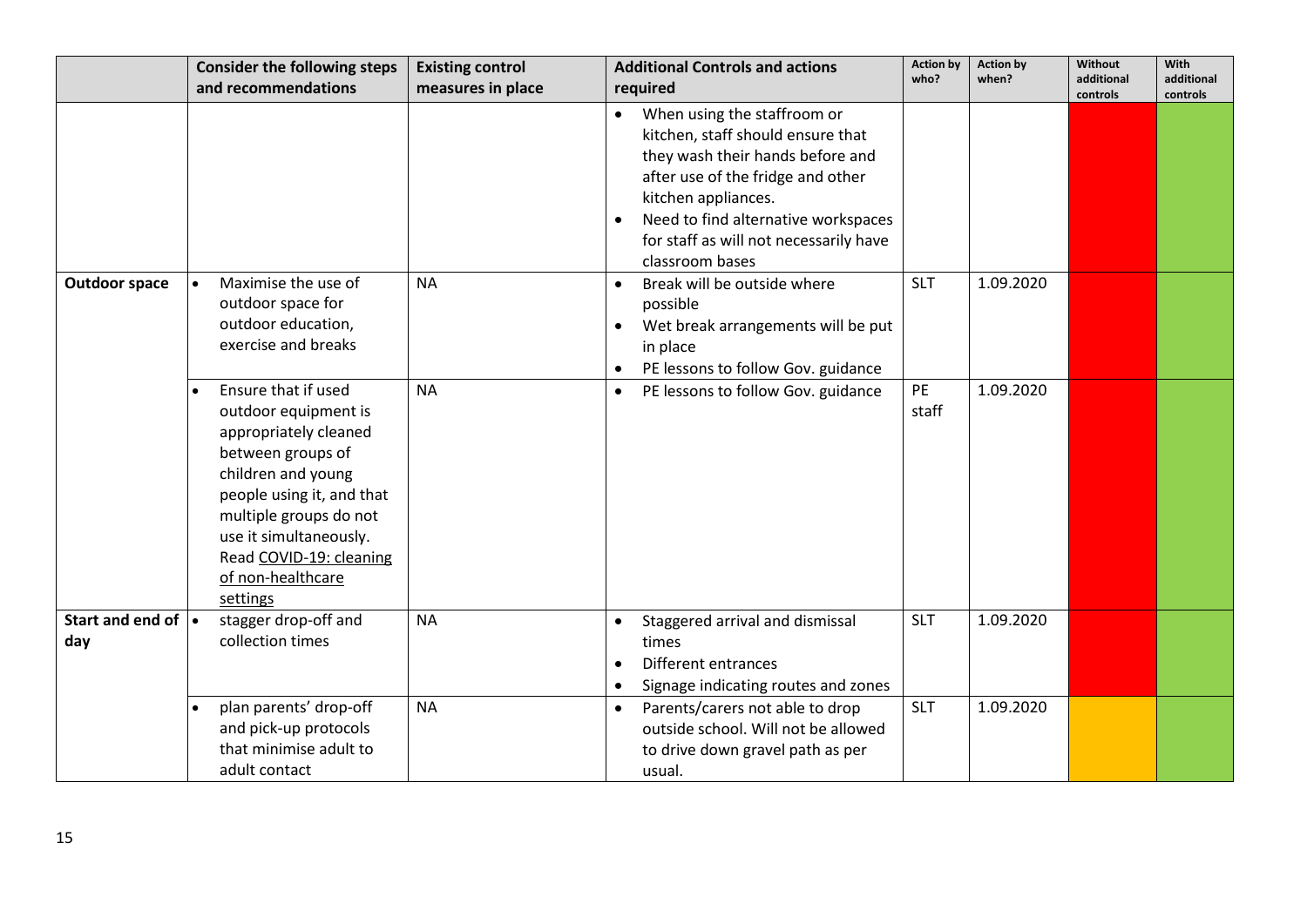|  | Consider the following steps and recommendations | Existing control measures in place | Additional Controls and actions required | Action by who? | Action by when? | Without additional controls | With additional controls |
|---|---|---|---|---|---|---|---|
|  |  |  | • When using the staffroom or kitchen, staff should ensure that they wash their hands before and after use of the fridge and other kitchen appliances.<br>• Need to find alternative workspaces for staff as will not necessarily have classroom bases |  |  |  |  |
| **Outdoor space** | • Maximise the use of outdoor space for outdoor education, exercise and breaks | NA | • Break will be outside where possible<br>• Wet break arrangements will be put in place<br>• PE lessons to follow Gov. guidance | SLT | 1.09.2020 |  |  |
|  | • Ensure that if used outdoor equipment is appropriately cleaned between groups of children and young people using it, and that multiple groups do not use it simultaneously. Read COVID-19: cleaning of non-healthcare settings | NA | • PE lessons to follow Gov. guidance | PE staff | 1.09.2020 |  |  |
| **Start and end of day** | • stagger drop-off and collection times | NA | • Staggered arrival and dismissal times<br>• Different entrances<br>• Signage indicating routes and zones | SLT | 1.09.2020 |  |  |
|  | • plan parents' drop-off and pick-up protocols that minimise adult to adult contact | NA | • Parents/carers not able to drop outside school. Will not be allowed to drive down gravel path as per usual. | SLT | 1.09.2020 |  |  |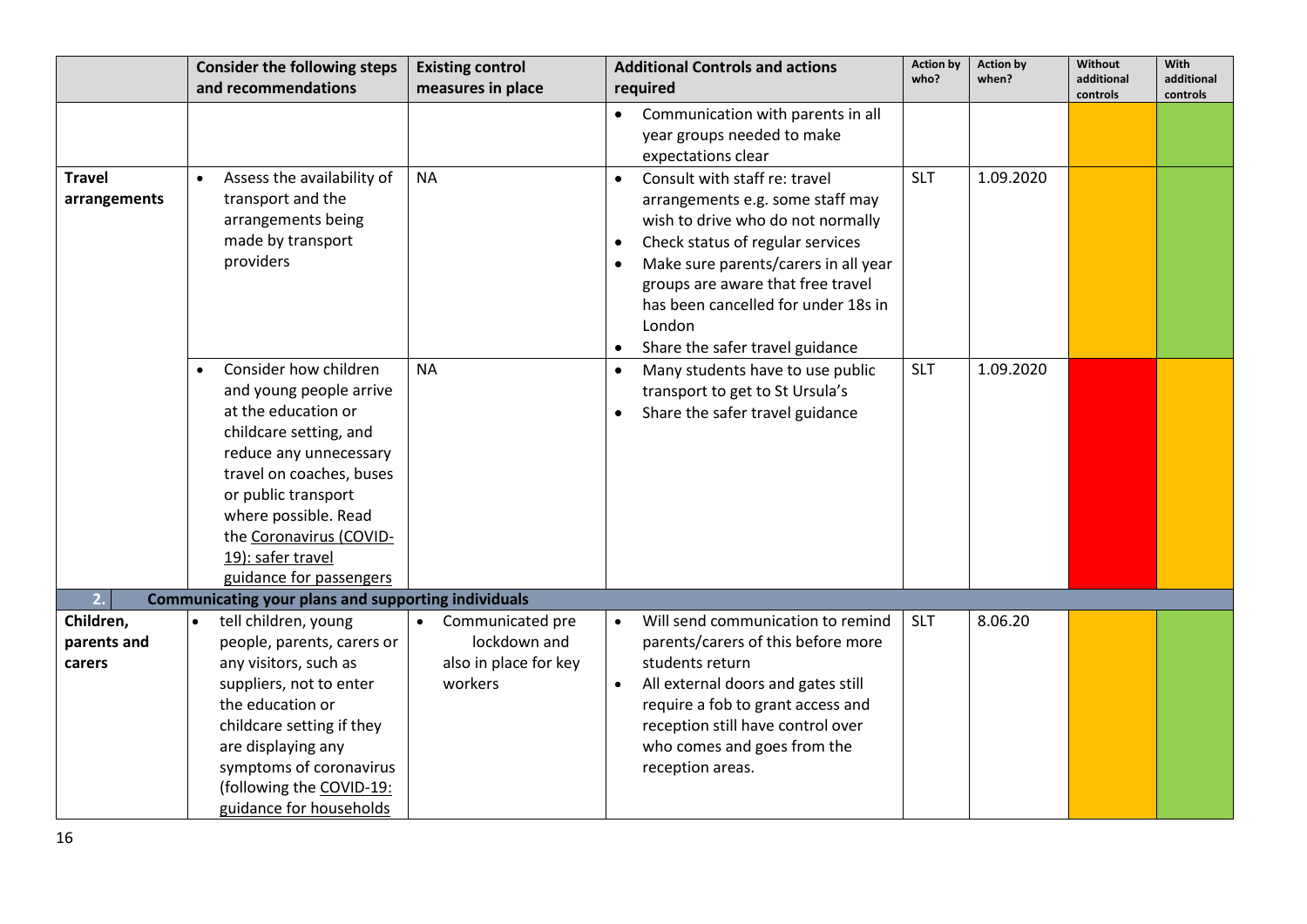| | Consider the following steps and recommendations | Existing control measures in place | Additional Controls and actions required | Action by who? | Action by when? | Without additional controls | With additional controls |
|---|---|---|---|---|---|---|---|
| | | | • Communication with parents in all year groups needed to make expectations clear | | | | |
| **Travel arrangements** | • Assess the availability of transport and the arrangements being made by transport providers | NA | • Consult with staff re: travel arrangements e.g. some staff may wish to drive who do not normally<br>• Check status of regular services<br>• Make sure parents/carers in all year groups are aware that free travel has been cancelled for under 18s in London<br>• Share the safer travel guidance | SLT | 1.09.2020 | | |
| | • Consider how children and young people arrive at the education or childcare setting, and reduce any unnecessary travel on coaches, buses or public transport where possible. Read the Coronavirus (COVID-19): safer travel guidance for passengers | NA | • Many students have to use public transport to get to St Ursula's<br>• Share the safer travel guidance | SLT | 1.09.2020 | | |
| **2.** | **Communicating your plans and supporting individuals** | | | | | | |
| **Children, parents and carers** | • tell children, young people, parents, carers or any visitors, such as suppliers, not to enter the education or childcare setting if they are displaying any symptoms of coronavirus (following the COVID-19: guidance for households | • Communicated pre lockdown and also in place for key workers | • Will send communication to remind parents/carers of this before more students return<br>• All external doors and gates still require a fob to grant access and reception still have control over who comes and goes from the reception areas. | SLT | 8.06.20 | | |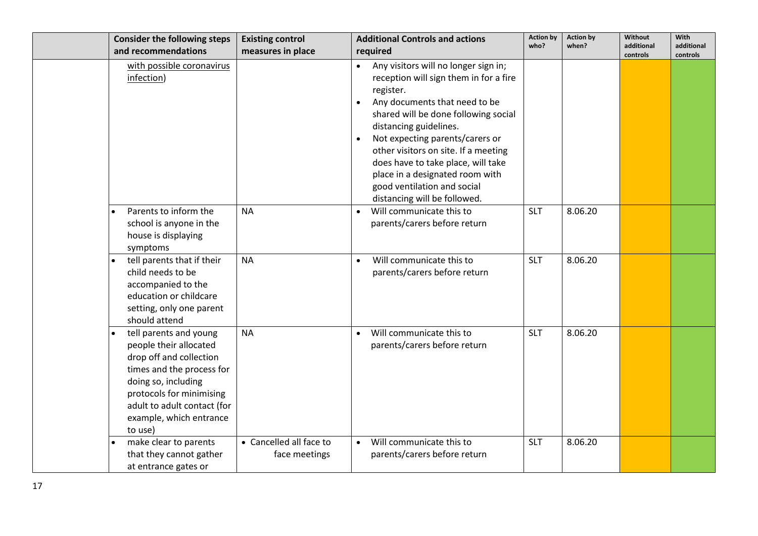| | Consider the following steps and recommendations | Existing control measures in place | Additional Controls and actions required | Action by who? | Action by when? | Without additional controls | With additional controls |
|---|---|---|---|---|---|---|---|
| | with possible coronavirus infection) | | • Any visitors will no longer sign in; reception will sign them in for a fire register.<br>• Any documents that need to be shared will be done following social distancing guidelines.<br>• Not expecting parents/carers or other visitors on site. If a meeting does have to take place, will take place in a designated room with good ventilation and social distancing will be followed. | | | | |
| | • Parents to inform the school is anyone in the house is displaying symptoms | NA | • Will communicate this to parents/carers before return | SLT | 8.06.20 | | |
| | • tell parents that if their child needs to be accompanied to the education or childcare setting, only one parent should attend | NA | • Will communicate this to parents/carers before return | SLT | 8.06.20 | | |
| | • tell parents and young people their allocated drop off and collection times and the process for doing so, including protocols for minimising adult to adult contact (for example, which entrance to use) | NA | • Will communicate this to parents/carers before return | SLT | 8.06.20 | | |
| | • make clear to parents that they cannot gather at entrance gates or | • Cancelled all face to face meetings | • Will communicate this to parents/carers before return | SLT | 8.06.20 | | |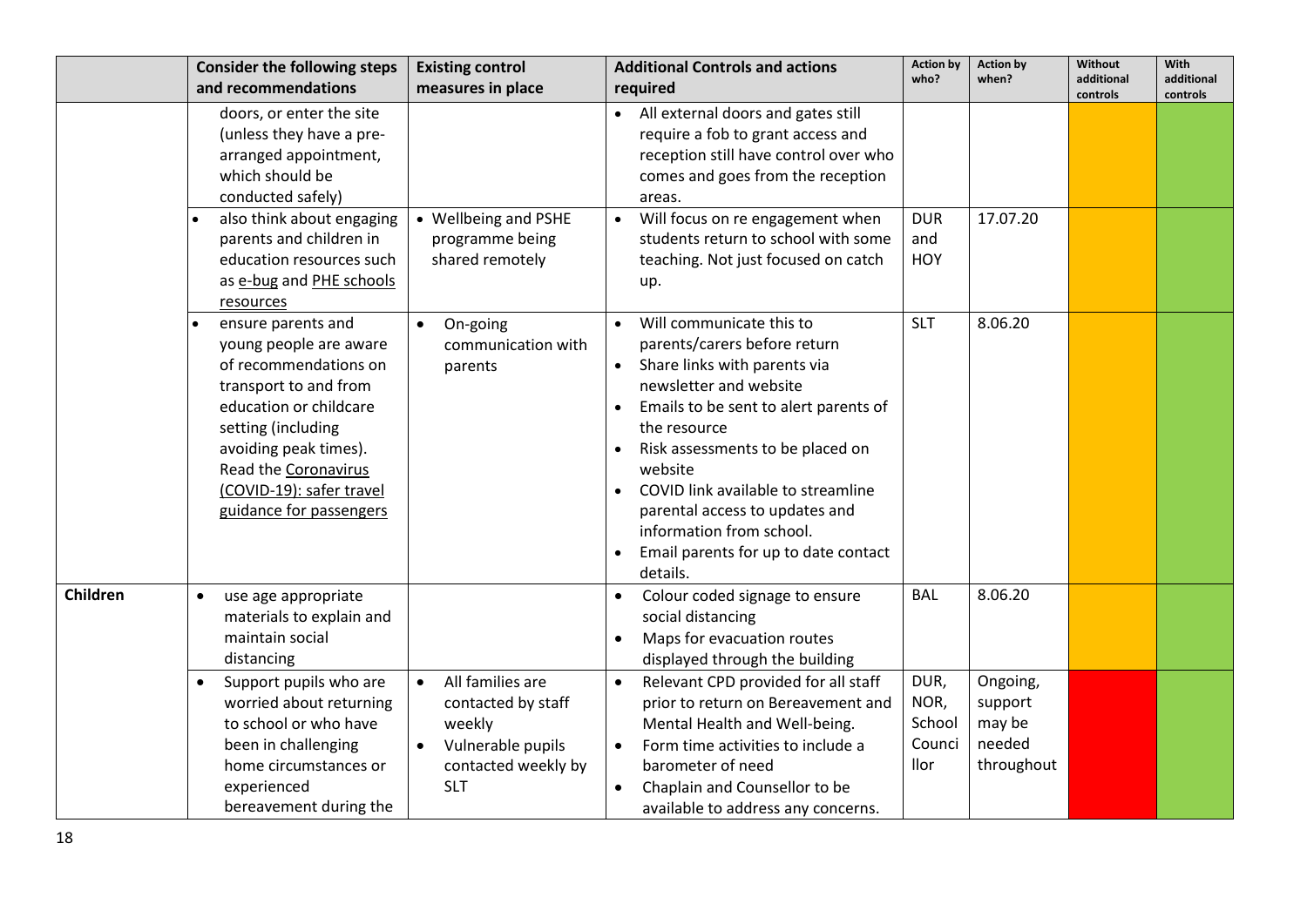| | Consider the following steps and recommendations | Existing control measures in place | Additional Controls and actions required | Action by who? | Action by when? | Without additional controls | With additional controls |
|---|---|---|---|---|---|---|---|
| | doors, or enter the site (unless they have a pre-arranged appointment, which should be conducted safely) | | • All external doors and gates still require a fob to grant access and reception still have control over who comes and goes from the reception areas. | | | | |
| | • also think about engaging parents and children in education resources such as e-bug and PHE schools resources | • Wellbeing and PSHE programme being shared remotely | • Will focus on re engagement when students return to school with some teaching. Not just focused on catch up. | DUR and HOY | 17.07.20 | | |
| | • ensure parents and young people are aware of recommendations on transport to and from education or childcare setting (including avoiding peak times). Read the Coronavirus (COVID-19): safer travel guidance for passengers | • On-going communication with parents | • Will communicate this to parents/carers before return<br>• Share links with parents via newsletter and website<br>• Emails to be sent to alert parents of the resource<br>• Risk assessments to be placed on website<br>• COVID link available to streamline parental access to updates and information from school.<br>• Email parents for up to date contact details. | SLT | 8.06.20 | | |
| **Children** | • use age appropriate materials to explain and maintain social distancing | | • Colour coded signage to ensure social distancing<br>• Maps for evacuation routes displayed through the building | BAL | 8.06.20 | | |
| | • Support pupils who are worried about returning to school or who have been in challenging home circumstances or experienced bereavement during the | • All families are contacted by staff weekly<br>• Vulnerable pupils contacted weekly by SLT | • Relevant CPD provided for all staff prior to return on Bereavement and Mental Health and Well-being.<br>• Form time activities to include a barometer of need<br>• Chaplain and Counsellor to be available to address any concerns. | DUR, NOR, School Councillor | Ongoing, support may be needed throughout | | |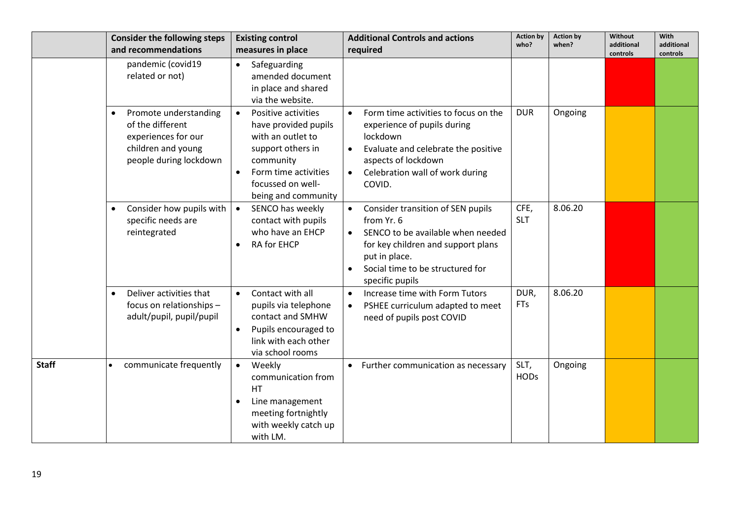| | Consider the following steps and recommendations | Existing control measures in place | Additional Controls and actions required | Action by who? | Action by when? | Without additional controls | With additional controls |
|---|---|---|---|---|---|---|---|
| | pandemic (covid19 related or not) | • Safeguarding amended document in place and shared via the website. | | | | | |
| | • Promote understanding of the different experiences for our children and young people during lockdown | • Positive activities have provided pupils with an outlet to support others in community<br>• Form time activities focussed on well-being and community | • Form time activities to focus on the experience of pupils during lockdown<br>• Evaluate and celebrate the positive aspects of lockdown<br>• Celebration wall of work during COVID. | DUR | Ongoing | | |
| | • Consider how pupils with specific needs are reintegrated | • SENCO has weekly contact with pupils who have an EHCP<br>• RA for EHCP | • Consider transition of SEN pupils from Yr. 6<br>• SENCO to be available when needed for key children and support plans put in place.<br>• Social time to be structured for specific pupils | CFE, SLT | 8.06.20 | | |
| | • Deliver activities that focus on relationships – adult/pupil, pupil/pupil | • Contact with all pupils via telephone contact and SMHW<br>• Pupils encouraged to link with each other via school rooms | • Increase time with Form Tutors<br>• PSHEE curriculum adapted to meet need of pupils post COVID | DUR, FTs | 8.06.20 | | |
| **Staff** | • communicate frequently | • Weekly communication from HT<br>• Line management meeting fortnightly with weekly catch up with LM. | • Further communication as necessary | SLT, HODs | Ongoing | | |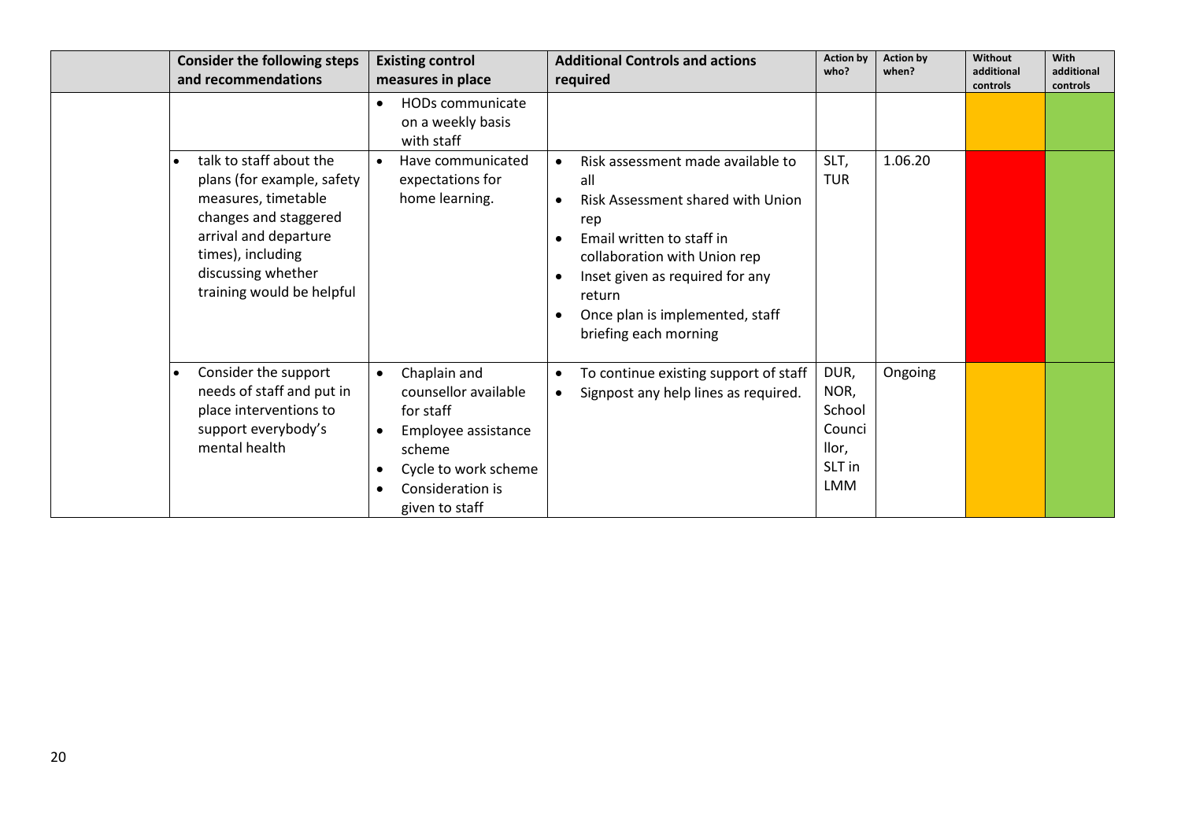| | Consider the following steps and recommendations | Existing control measures in place | Additional Controls and actions required | Action by who? | Action by when? | Without additional controls | With additional controls |
|---|---|---|---|---|---|---|---|
| | | • HODs communicate on a weekly basis with staff | | | | | |
| | • talk to staff about the plans (for example, safety measures, timetable changes and staggered arrival and departure times), including discussing whether training would be helpful | • Have communicated expectations for home learning. | • Risk assessment made available to all<br>• Risk Assessment shared with Union rep<br>• Email written to staff in collaboration with Union rep<br>• Inset given as required for any return<br>• Once plan is implemented, staff briefing each morning | SLT, TUR | 1.06.20 | | |
| | • Consider the support needs of staff and put in place interventions to support everybody's mental health | • Chaplain and counsellor available for staff<br>• Employee assistance scheme<br>• Cycle to work scheme<br>• Consideration is given to staff | • To continue existing support of staff<br>• Signpost any help lines as required. | DUR, NOR, School Councillor, SLT in LMM | Ongoing | | |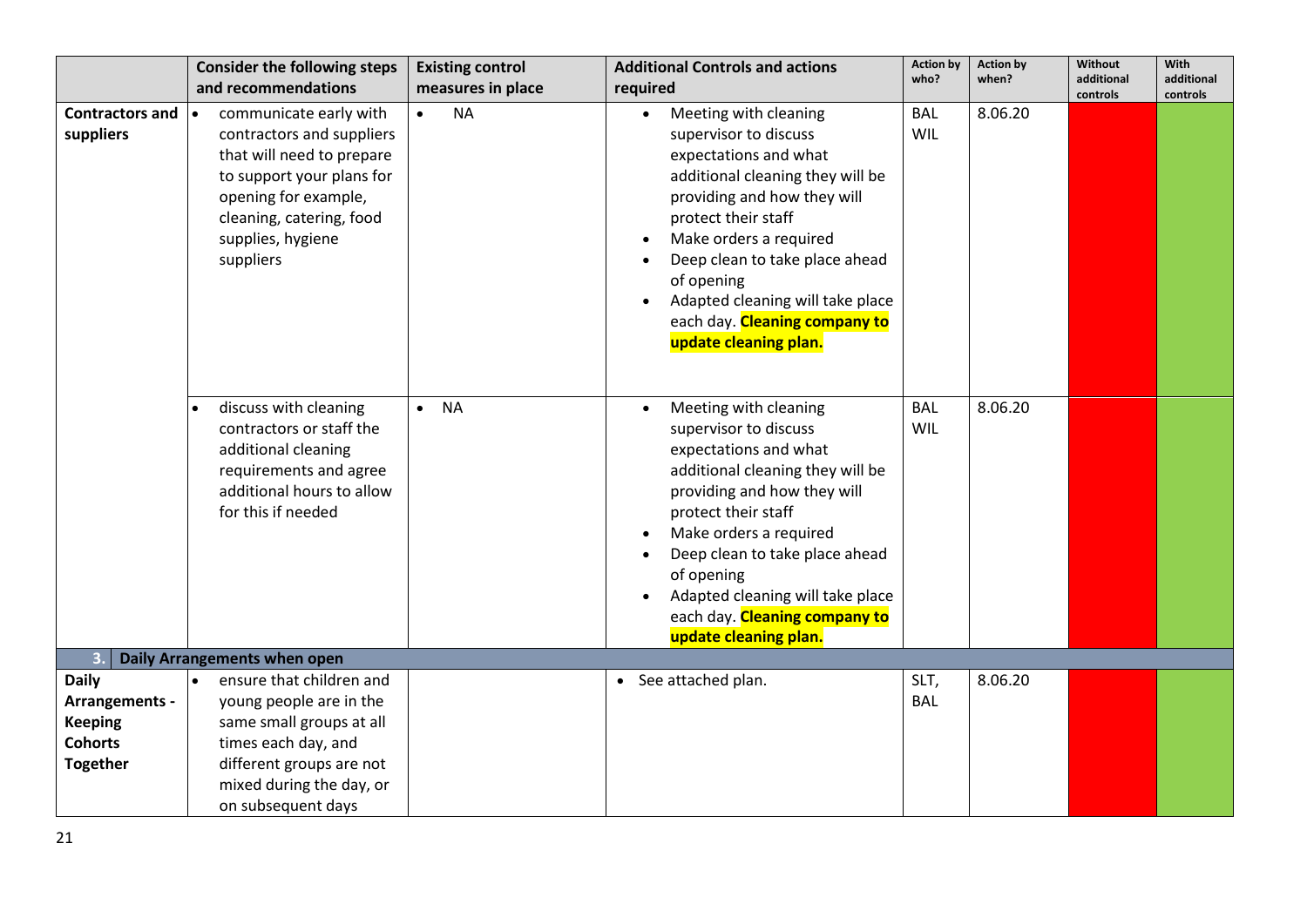| | Consider the following steps and recommendations | Existing control measures in place | Additional Controls and actions required | Action by who? | Action by when? | Without additional controls | With additional controls |
|---|---|---|---|---|---|---|---|
| **Contractors and suppliers** | • communicate early with contractors and suppliers that will need to prepare to support your plans for opening for example, cleaning, catering, food supplies, hygiene suppliers | • NA | • Meeting with cleaning supervisor to discuss expectations and what additional cleaning they will be providing and how they will protect their staff<br>• Make orders a required<br>• Deep clean to take place ahead of opening<br>• Adapted cleaning will take place each day. **Cleaning company to update cleaning plan.** | BAL WIL | 8.06.20 | | |
| | • discuss with cleaning contractors or staff the additional cleaning requirements and agree additional hours to allow for this if needed | • NA | • Meeting with cleaning supervisor to discuss expectations and what additional cleaning they will be providing and how they will protect their staff<br>• Make orders a required<br>• Deep clean to take place ahead of opening<br>• Adapted cleaning will take place each day. **Cleaning company to update cleaning plan.** | BAL WIL | 8.06.20 | | |
| **3.** | **Daily Arrangements when open** | | | | | | |
| **Daily Arrangements - Keeping Cohorts Together** | • ensure that children and young people are in the same small groups at all times each day, and different groups are not mixed during the day, or on subsequent days | | • See attached plan. | SLT, BAL | 8.06.20 | | |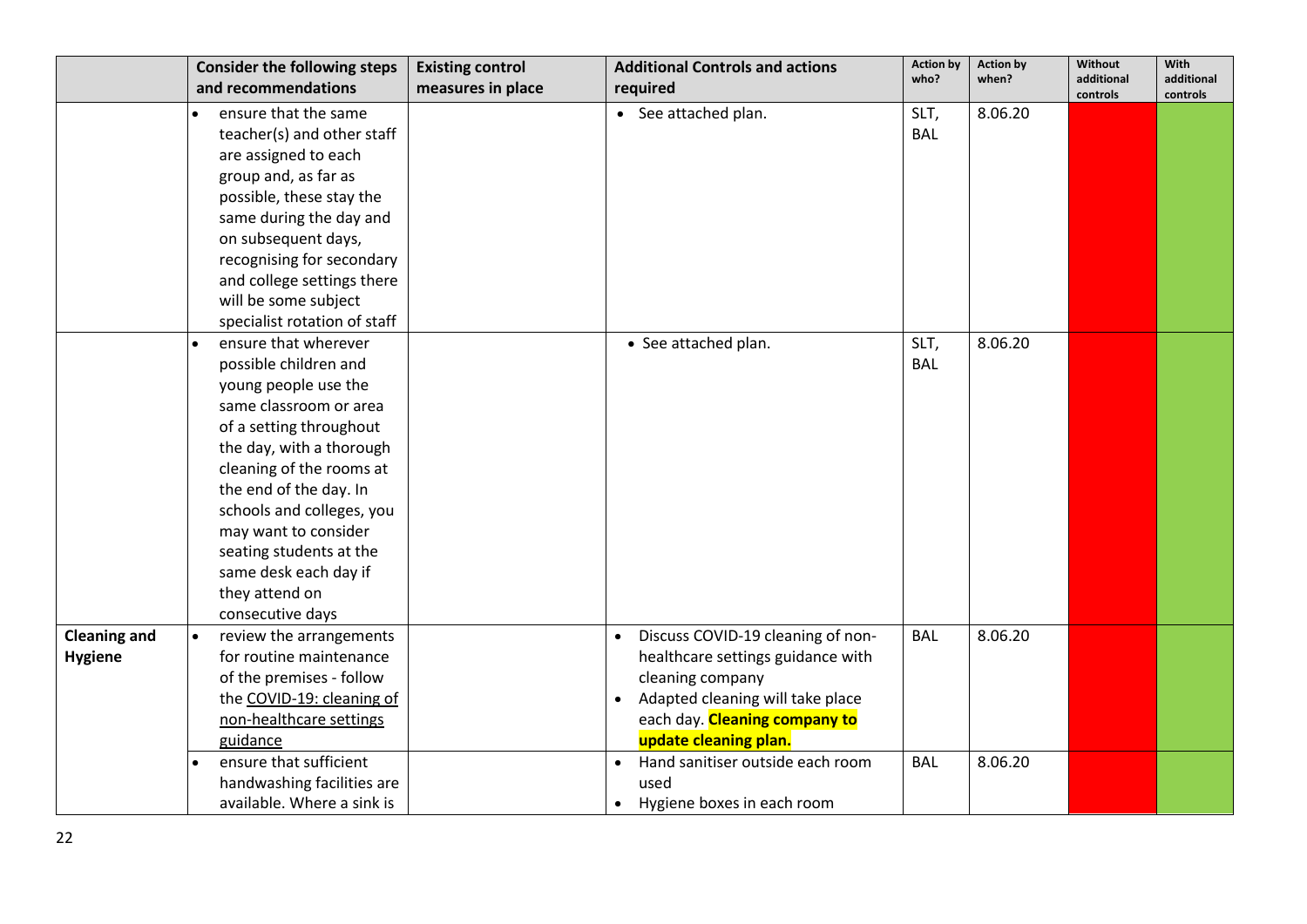| | Consider the following steps and recommendations | Existing control measures in place | Additional Controls and actions required | Action by who? | Action by when? | Without additional controls | With additional controls |
|---|---|---|---|---|---|---|---|
| | • ensure that the same teacher(s) and other staff are assigned to each group and, as far as possible, these stay the same during the day and on subsequent days, recognising for secondary and college settings there will be some subject specialist rotation of staff | | • See attached plan. | SLT, BAL | 8.06.20 | | |
| | • ensure that wherever possible children and young people use the same classroom or area of a setting throughout the day, with a thorough cleaning of the rooms at the end of the day. In schools and colleges, you may want to consider seating students at the same desk each day if they attend on consecutive days | | • See attached plan. | SLT, BAL | 8.06.20 | | |
| **Cleaning and Hygiene** | • review the arrangements for routine maintenance of the premises - follow the COVID-19: cleaning of non-healthcare settings guidance | | • Discuss COVID-19 cleaning of non-healthcare settings guidance with cleaning company<br>• Adapted cleaning will take place each day. **Cleaning company to update cleaning plan.** | BAL | 8.06.20 | | |
| | • ensure that sufficient handwashing facilities are available. Where a sink is | | • Hand sanitiser outside each room used<br>• Hygiene boxes in each room | BAL | 8.06.20 | | |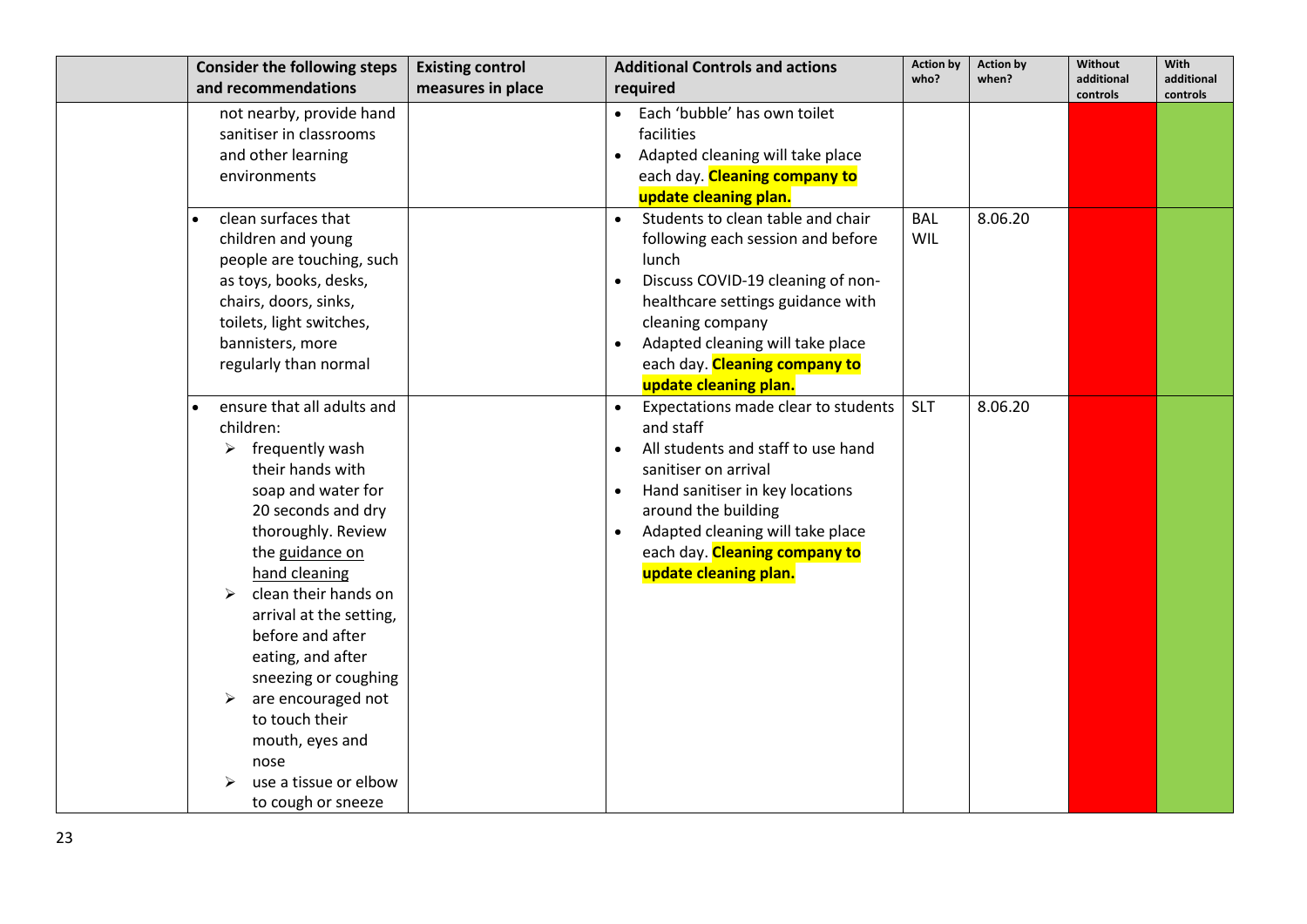| | Consider the following steps and recommendations | Existing control measures in place | Additional Controls and actions required | Action by who? | Action by when? | Without additional controls | With additional controls |
|---|---|---|---|---|---|---|---|
| | not nearby, provide hand sanitiser in classrooms and other learning environments | | • Each 'bubble' has own toilet facilities<br>• Adapted cleaning will take place each day. **Cleaning company to update cleaning plan.** | | | | |
| | • clean surfaces that children and young people are touching, such as toys, books, desks, chairs, doors, sinks, toilets, light switches, bannisters, more regularly than normal | | • Students to clean table and chair following each session and before lunch<br>• Discuss COVID-19 cleaning of non-healthcare settings guidance with cleaning company<br>• Adapted cleaning will take place each day. **Cleaning company to update cleaning plan.** | BAL WIL | 8.06.20 | | |
| | • ensure that all adults and children:<br>➢ frequently wash their hands with soap and water for 20 seconds and dry thoroughly. Review the guidance on hand cleaning<br>➢ clean their hands on arrival at the setting, before and after eating, and after sneezing or coughing<br>➢ are encouraged not to touch their mouth, eyes and nose<br>➢ use a tissue or elbow to cough or sneeze | | • Expectations made clear to students and staff<br>• All students and staff to use hand sanitiser on arrival<br>• Hand sanitiser in key locations around the building<br>• Adapted cleaning will take place each day. **Cleaning company to update cleaning plan.** | SLT | 8.06.20 | | |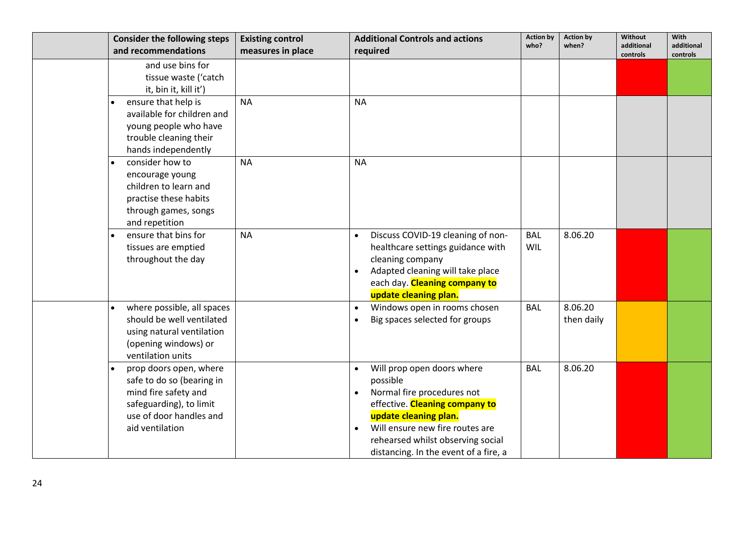| | Consider the following steps and recommendations | Existing control measures in place | Additional Controls and actions required | Action by who? | Action by when? | Without additional controls | With additional controls |
|---|---|---|---|---|---|---|---|
| | and use bins for tissue waste ('catch it, bin it, kill it') | | | | | | |
| | • ensure that help is available for children and young people who have trouble cleaning their hands independently | NA | NA | | | | |
| | • consider how to encourage young children to learn and practise these habits through games, songs and repetition | NA | NA | | | | |
| | • ensure that bins for tissues are emptied throughout the day | NA | • Discuss COVID-19 cleaning of non-healthcare settings guidance with cleaning company<br>• Adapted cleaning will take place each day. **Cleaning company to update cleaning plan.** | BAL WIL | 8.06.20 | | |
| | • where possible, all spaces should be well ventilated using natural ventilation (opening windows) or ventilation units | | • Windows open in rooms chosen<br>• Big spaces selected for groups | BAL | 8.06.20 then daily | | |
| | • prop doors open, where safe to do so (bearing in mind fire safety and safeguarding), to limit use of door handles and aid ventilation | | • Will prop open doors where possible<br>• Normal fire procedures not effective. **Cleaning company to update cleaning plan.**<br>• Will ensure new fire routes are rehearsed whilst observing social distancing. In the event of a fire, a | BAL | 8.06.20 | | |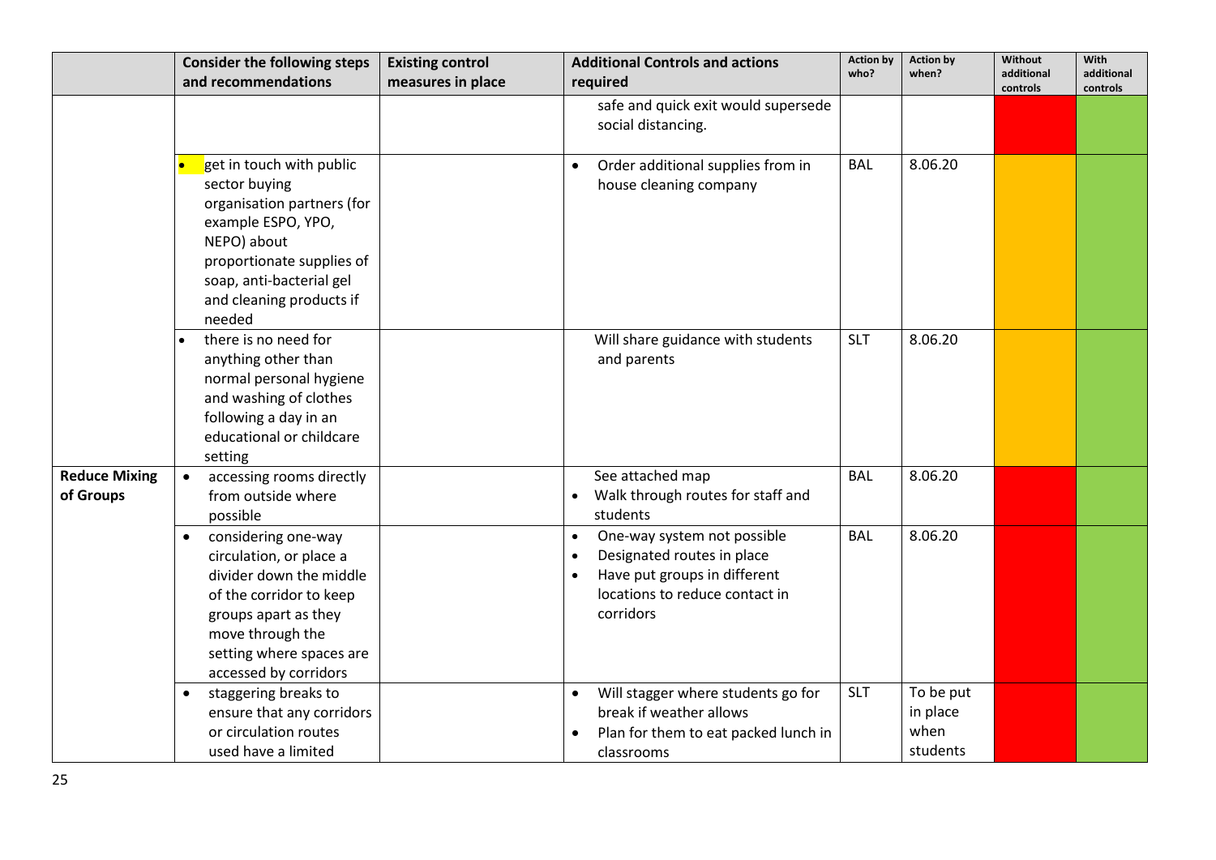| | Consider the following steps and recommendations | Existing control measures in place | Additional Controls and actions required | Action by who? | Action by when? | Without additional controls | With additional controls |
|---|---|---|---|---|---|---|---|
| | | | safe and quick exit would supersede social distancing. | | | | |
| | • get in touch with public sector buying organisation partners (for example ESPO, YPO, NEPO) about proportionate supplies of soap, anti-bacterial gel and cleaning products if needed | | • Order additional supplies from in house cleaning company | BAL | 8.06.20 | | |
| | • there is no need for anything other than normal personal hygiene and washing of clothes following a day in an educational or childcare setting | | Will share guidance with students and parents | SLT | 8.06.20 | | |
| **Reduce Mixing of Groups** | • accessing rooms directly from outside where possible | | See attached map<br>• Walk through routes for staff and students | BAL | 8.06.20 | | |
| | • considering one-way circulation, or place a divider down the middle of the corridor to keep groups apart as they move through the setting where spaces are accessed by corridors | | • One-way system not possible<br>• Designated routes in place<br>• Have put groups in different locations to reduce contact in corridors | BAL | 8.06.20 | | |
| | • staggering breaks to ensure that any corridors or circulation routes used have a limited | | • Will stagger where students go for break if weather allows<br>• Plan for them to eat packed lunch in classrooms | SLT | To be put in place when students | | |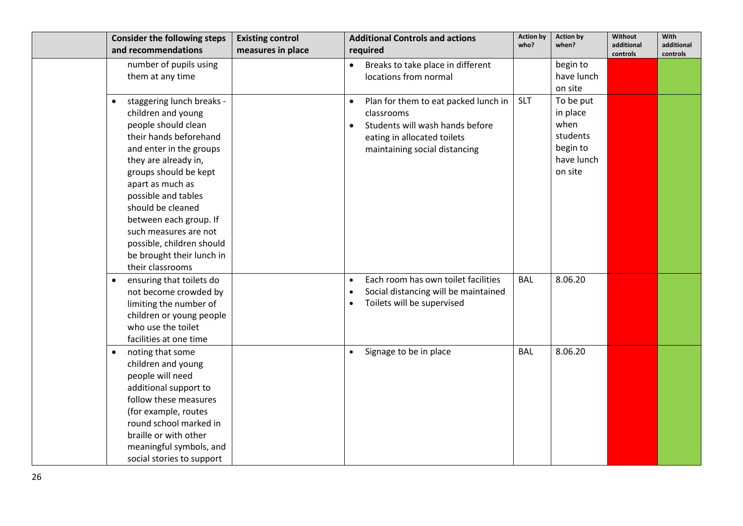| | Consider the following steps and recommendations | Existing control measures in place | Additional Controls and actions required | Action by who? | Action by when? | Without additional controls | With additional controls |
|---|---|---|---|---|---|---|---|
| | number of pupils using them at any time | | • Breaks to take place in different locations from normal | | begin to have lunch on site | | |
| | • staggering lunch breaks - children and young people should clean their hands beforehand and enter in the groups they are already in, groups should be kept apart as much as possible and tables should be cleaned between each group. If such measures are not possible, children should be brought their lunch in their classrooms | | • Plan for them to eat packed lunch in classrooms<br>• Students will wash hands before eating in allocated toilets maintaining social distancing | SLT | To be put in place when students begin to have lunch on site | | |
| | • ensuring that toilets do not become crowded by limiting the number of children or young people who use the toilet facilities at one time | | • Each room has own toilet facilities<br>• Social distancing will be maintained<br>• Toilets will be supervised | BAL | 8.06.20 | | |
| | • noting that some children and young people will need additional support to follow these measures (for example, routes round school marked in braille or with other meaningful symbols, and social stories to support | | • Signage to be in place | BAL | 8.06.20 | | |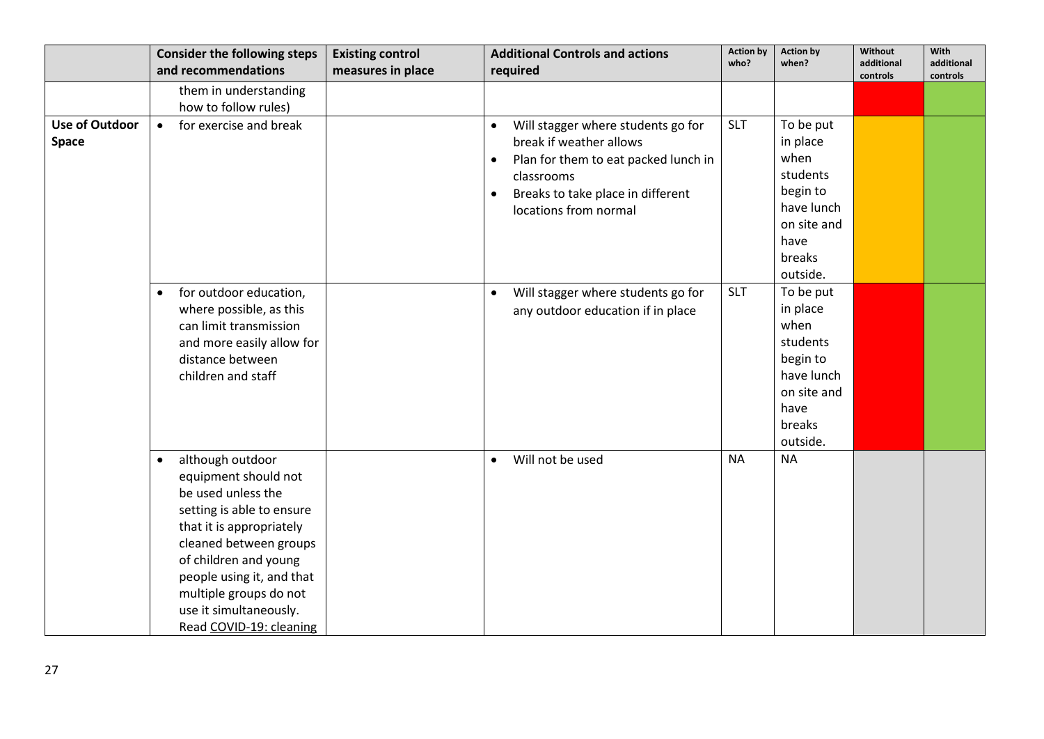| | Consider the following steps and recommendations | Existing control measures in place | Additional Controls and actions required | Action by who? | Action by when? | Without additional controls | With additional controls |
|---|---|---|---|---|---|---|---|
| | them in understanding how to follow rules) | | | | | | |
| **Use of Outdoor Space** | • for exercise and break | | • Will stagger where students go for break if weather allows<br>• Plan for them to eat packed lunch in classrooms<br>• Breaks to take place in different locations from normal | SLT | To be put in place when students begin to have lunch on site and have breaks outside. | | |
| | • for outdoor education, where possible, as this can limit transmission and more easily allow for distance between children and staff | | • Will stagger where students go for any outdoor education if in place | SLT | To be put in place when students begin to have lunch on site and have breaks outside. | | |
| | • although outdoor equipment should not be used unless the setting is able to ensure that it is appropriately cleaned between groups of children and young people using it, and that multiple groups do not use it simultaneously. Read COVID-19: cleaning | | • Will not be used | NA | NA | | |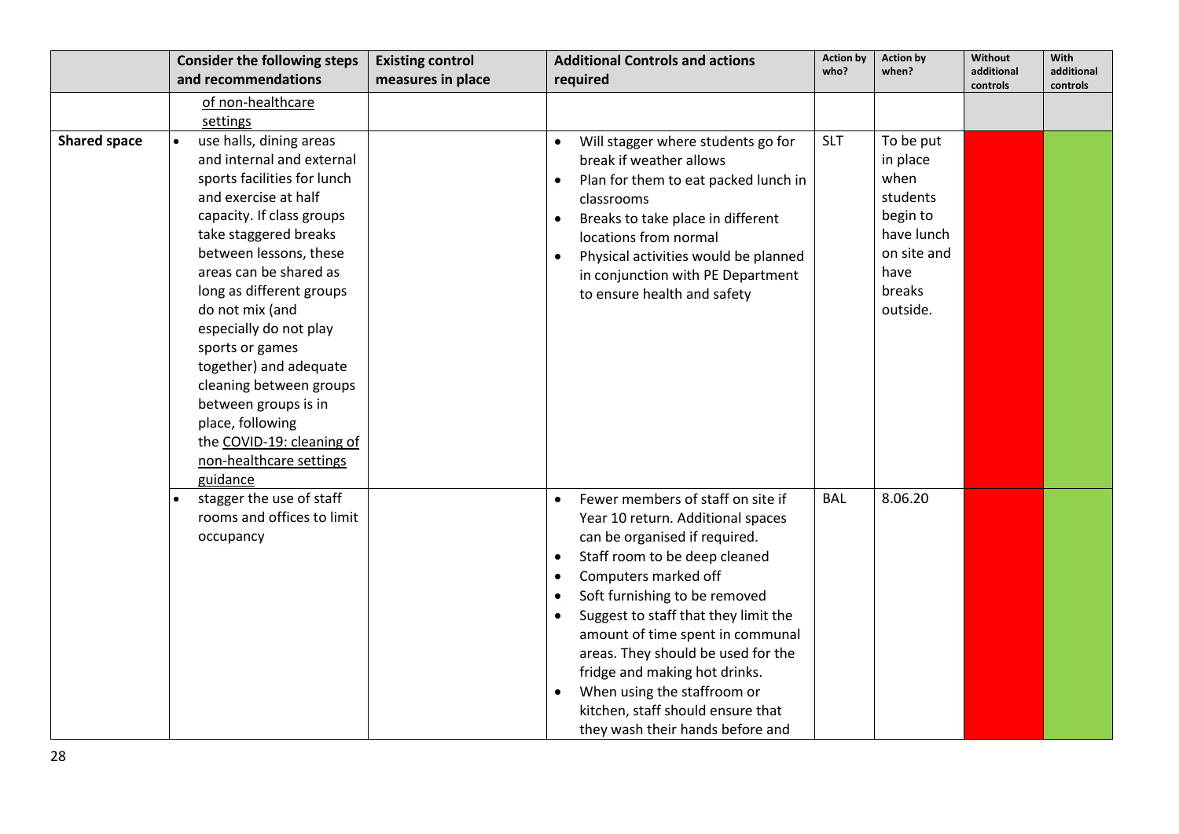| | Consider the following steps and recommendations | Existing control measures in place | Additional Controls and actions required | Action by who? | Action by when? | Without additional controls | With additional controls |
|---|---|---|---|---|---|---|---|
| | of non-healthcare settings | | | | | | |
| **Shared space** | • use halls, dining areas and internal and external sports facilities for lunch and exercise at half capacity. If class groups take staggered breaks between lessons, these areas can be shared as long as different groups do not mix (and especially do not play sports or games together) and adequate cleaning between groups between groups is in place, following the COVID-19: cleaning of non-healthcare settings guidance | | • Will stagger where students go for break if weather allows<br>• Plan for them to eat packed lunch in classrooms<br>• Breaks to take place in different locations from normal<br>• Physical activities would be planned in conjunction with PE Department to ensure health and safety | SLT | To be put in place when students begin to have lunch on site and have breaks outside. | | |
| | • stagger the use of staff rooms and offices to limit occupancy | | • Fewer members of staff on site if Year 10 return. Additional spaces can be organised if required.<br>• Staff room to be deep cleaned<br>• Computers marked off<br>• Soft furnishing to be removed<br>• Suggest to staff that they limit the amount of time spent in communal areas. They should be used for the fridge and making hot drinks.<br>• When using the staffroom or kitchen, staff should ensure that they wash their hands before and | BAL | 8.06.20 | | |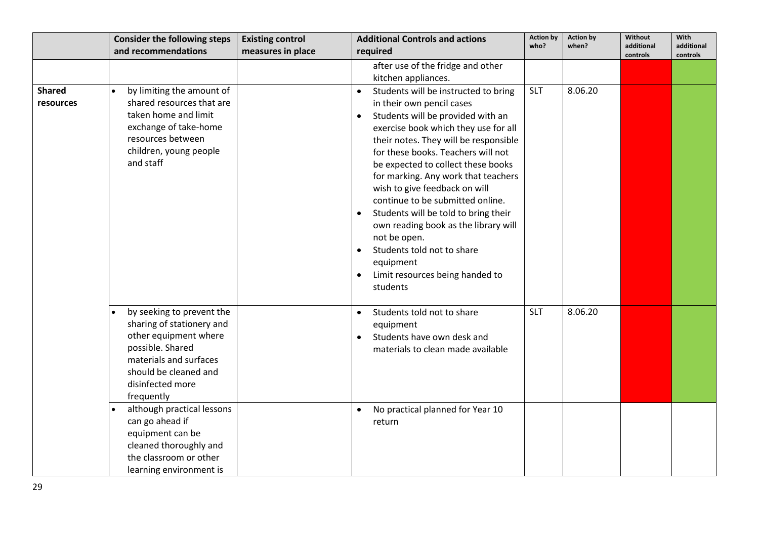|  | Consider the following steps and recommendations | Existing control measures in place | Additional Controls and actions required | Action by who? | Action by when? | Without additional controls | With additional controls |
|---|---|---|---|---|---|---|---|
|  |  |  | after use of the fridge and other kitchen appliances. |  |  |  |  |
| **Shared resources** | • by limiting the amount of shared resources that are taken home and limit exchange of take-home resources between children, young people and staff |  | • Students will be instructed to bring in their own pencil cases<br>• Students will be provided with an exercise book which they use for all their notes. They will be responsible for these books. Teachers will not be expected to collect these books for marking. Any work that teachers wish to give feedback on will continue to be submitted online.<br>• Students will be told to bring their own reading book as the library will not be open.<br>• Students told not to share equipment<br>• Limit resources being handed to students | SLT | 8.06.20 |  |  |
|  | • by seeking to prevent the sharing of stationery and other equipment where possible. Shared materials and surfaces should be cleaned and disinfected more frequently |  | • Students told not to share equipment<br>• Students have own desk and materials to clean made available | SLT | 8.06.20 |  |  |
|  | • although practical lessons can go ahead if equipment can be cleaned thoroughly and the classroom or other learning environment is |  | • No practical planned for Year 10 return |  |  |  |  |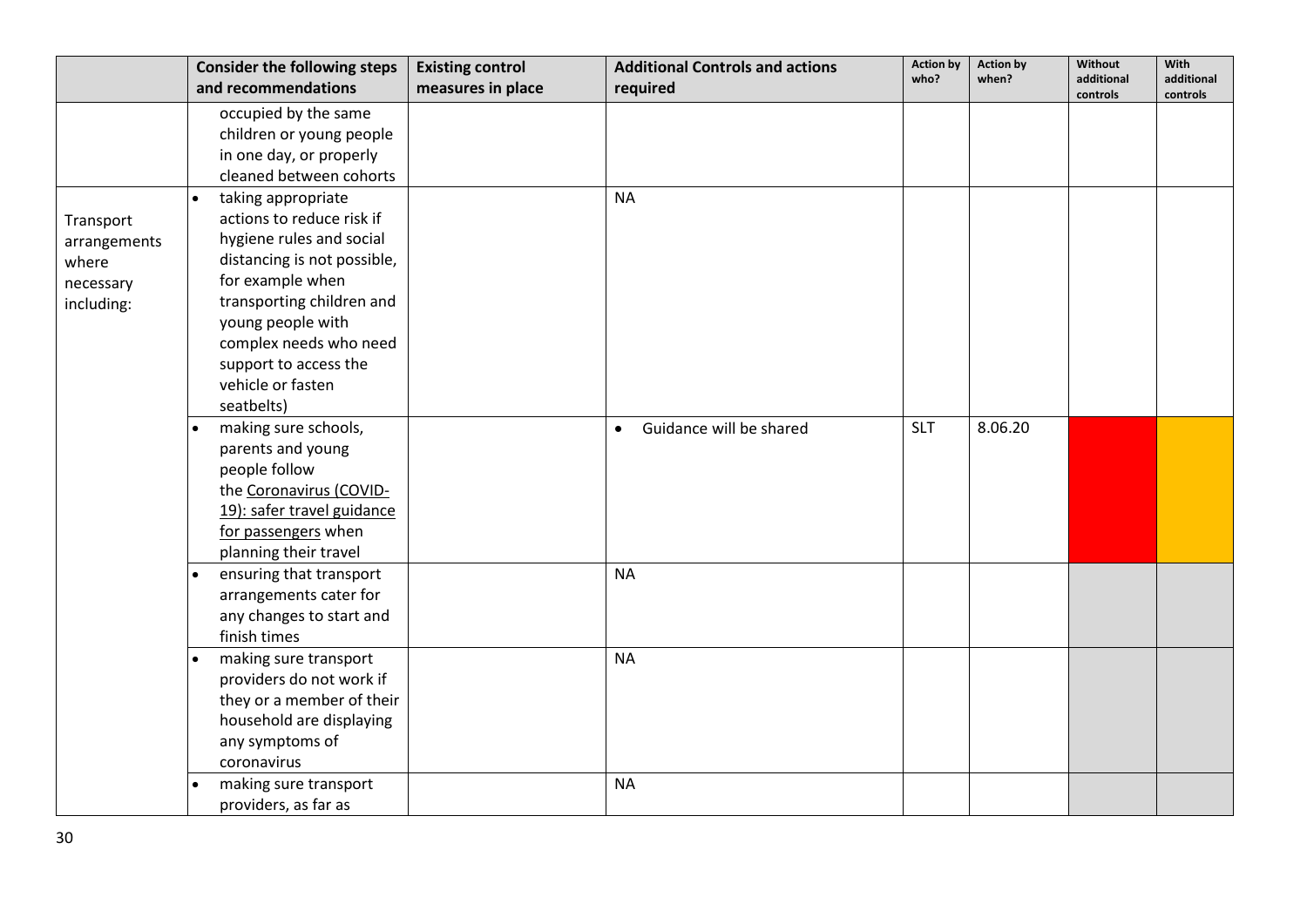|  | Consider the following steps and recommendations | Existing control measures in place | Additional Controls and actions required | Action by who? | Action by when? | Without additional controls | With additional controls |
|---|---|---|---|---|---|---|---|
|  | occupied by the same children or young people in one day, or properly cleaned between cohorts |  |  |  |  |  |  |
| Transport arrangements where necessary including: | • taking appropriate actions to reduce risk if hygiene rules and social distancing is not possible, for example when transporting children and young people with complex needs who need support to access the vehicle or fasten seatbelts) |  | NA |  |  |  |  |
|  | • making sure schools, parents and young people follow the Coronavirus (COVID-19): safer travel guidance for passengers when planning their travel |  | • Guidance will be shared | SLT | 8.06.20 |  |  |
|  | • ensuring that transport arrangements cater for any changes to start and finish times |  | NA |  |  |  |  |
|  | • making sure transport providers do not work if they or a member of their household are displaying any symptoms of coronavirus |  | NA |  |  |  |  |
|  | • making sure transport providers, as far as |  | NA |  |  |  |  |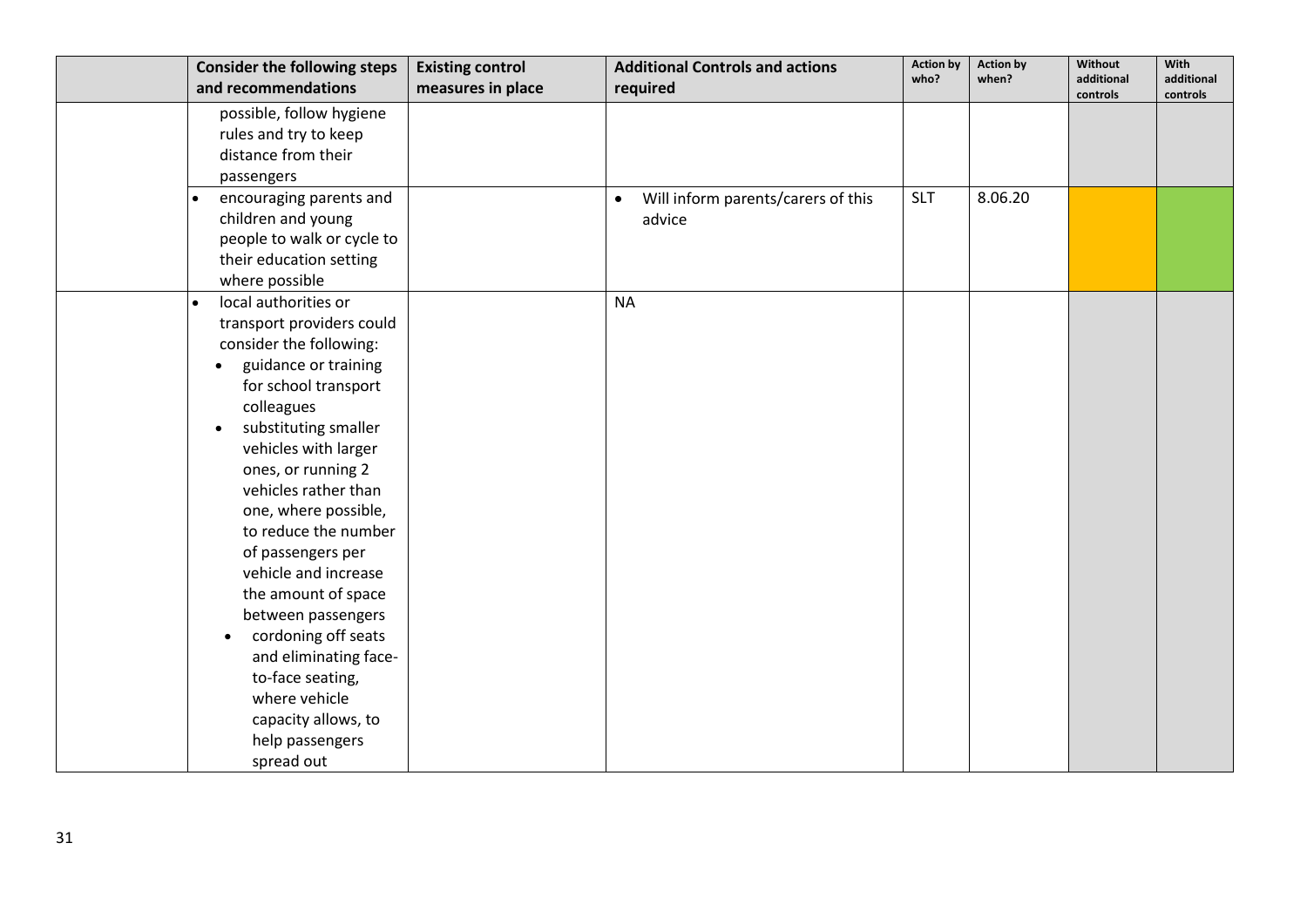| | Consider the following steps and recommendations | Existing control measures in place | Additional Controls and actions required | Action by who? | Action by when? | Without additional controls | With additional controls |
|---|---|---|---|---|---|---|---|
| | possible, follow hygiene rules and try to keep distance from their passengers | | | | | | |
| | • encouraging parents and children and young people to walk or cycle to their education setting where possible | | • Will inform parents/carers of this advice | SLT | 8.06.20 | | |
| | • local authorities or transport providers could consider the following:<br>• guidance or training for school transport colleagues<br>• substituting smaller vehicles with larger ones, or running 2 vehicles rather than one, where possible, to reduce the number of passengers per vehicle and increase the amount of space between passengers<br>• cordoning off seats and eliminating face-to-face seating, where vehicle capacity allows, to help passengers spread out | | NA | | | | |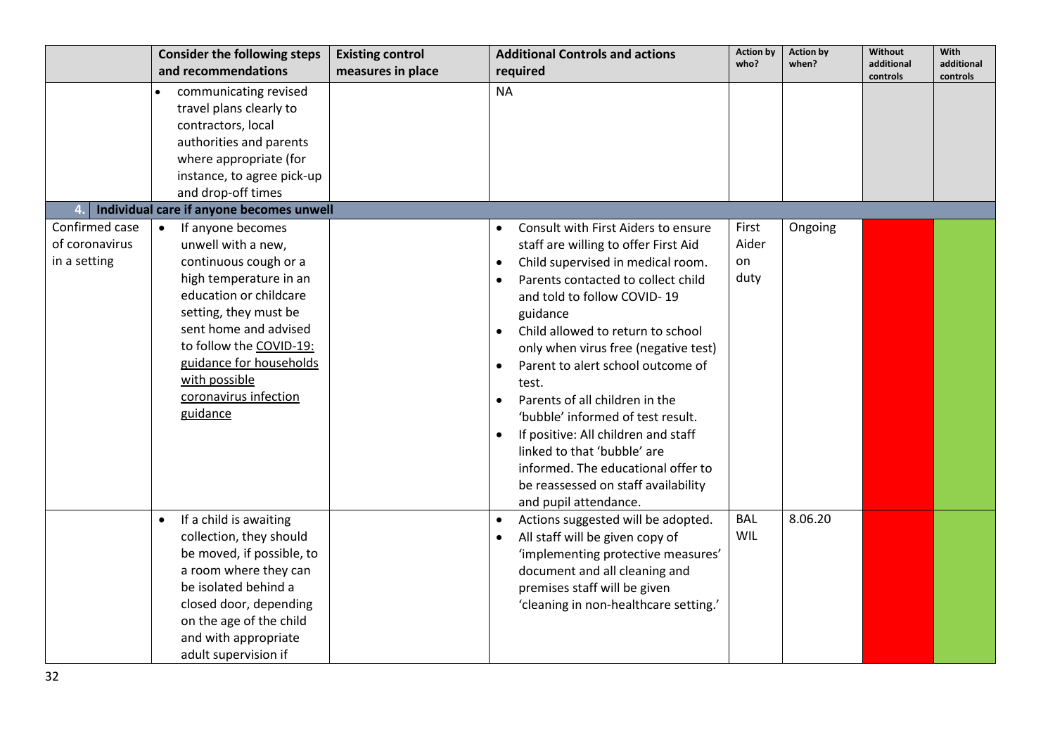| | Consider the following steps and recommendations | Existing control measures in place | Additional Controls and actions required | Action by who? | Action by when? | Without additional controls | With additional controls |
|---|---|---|---|---|---|---|---|
| | • communicating revised travel plans clearly to contractors, local authorities and parents where appropriate (for instance, to agree pick-up and drop-off times | | NA | | | | |
| **4.** | **Individual care if anyone becomes unwell** | | | | | | |
| Confirmed case of coronavirus in a setting | • If anyone becomes unwell with a new, continuous cough or a high temperature in an education or childcare setting, they must be sent home and advised to follow the COVID-19: guidance for households with possible coronavirus infection guidance | | • Consult with First Aiders to ensure staff are willing to offer First Aid<br>• Child supervised in medical room.<br>• Parents contacted to collect child and told to follow COVID- 19 guidance<br>• Child allowed to return to school only when virus free (negative test)<br>• Parent to alert school outcome of test.<br>• Parents of all children in the 'bubble' informed of test result.<br>• If positive: All children and staff linked to that 'bubble' are informed. The educational offer to be reassessed on staff availability and pupil attendance. | First Aider on duty | Ongoing | | |
| | • If a child is awaiting collection, they should be moved, if possible, to a room where they can be isolated behind a closed door, depending on the age of the child and with appropriate adult supervision if | | • Actions suggested will be adopted.<br>• All staff will be given copy of 'implementing protective measures' document and all cleaning and premises staff will be given 'cleaning in non-healthcare setting.' | BAL WIL | 8.06.20 | | |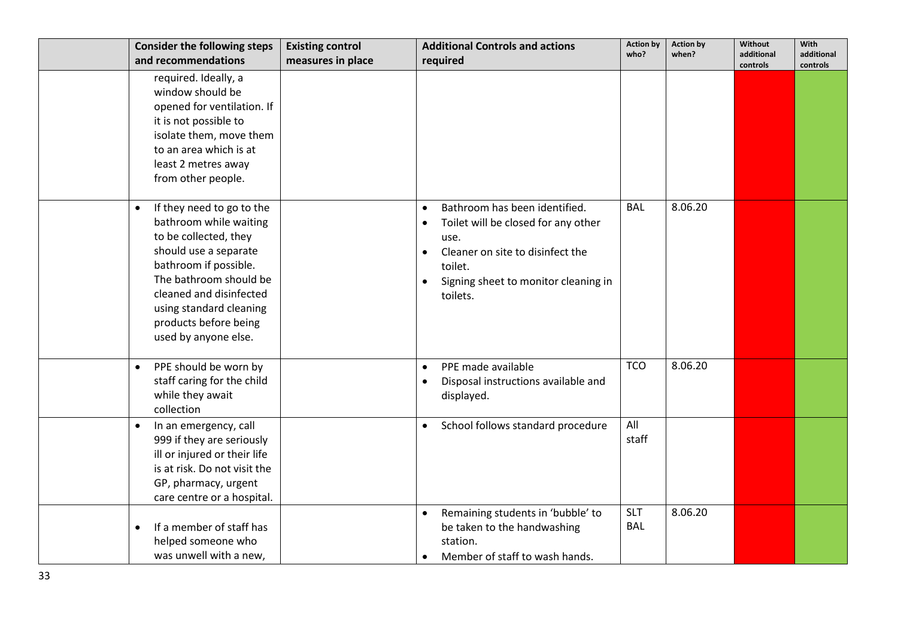| | Consider the following steps and recommendations | Existing control measures in place | Additional Controls and actions required | Action by who? | Action by when? | Without additional controls | With additional controls |
|---|---|---|---|---|---|---|---|
| | required. Ideally, a window should be opened for ventilation. If it is not possible to isolate them, move them to an area which is at least 2 metres away from other people. | | | | | | |
| | • If they need to go to the bathroom while waiting to be collected, they should use a separate bathroom if possible. The bathroom should be cleaned and disinfected using standard cleaning products before being used by anyone else. | | • Bathroom has been identified.<br>• Toilet will be closed for any other use.<br>• Cleaner on site to disinfect the toilet.<br>• Signing sheet to monitor cleaning in toilets. | BAL | 8.06.20 | | |
| | • PPE should be worn by staff caring for the child while they await collection | | • PPE made available<br>• Disposal instructions available and displayed. | TCO | 8.06.20 | | |
| | • In an emergency, call 999 if they are seriously ill or injured or their life is at risk. Do not visit the GP, pharmacy, urgent care centre or a hospital. | | • School follows standard procedure | All staff | | | |
| | • If a member of staff has helped someone who was unwell with a new, | | • Remaining students in 'bubble' to be taken to the handwashing station.<br>• Member of staff to wash hands. | SLT BAL | 8.06.20 | | |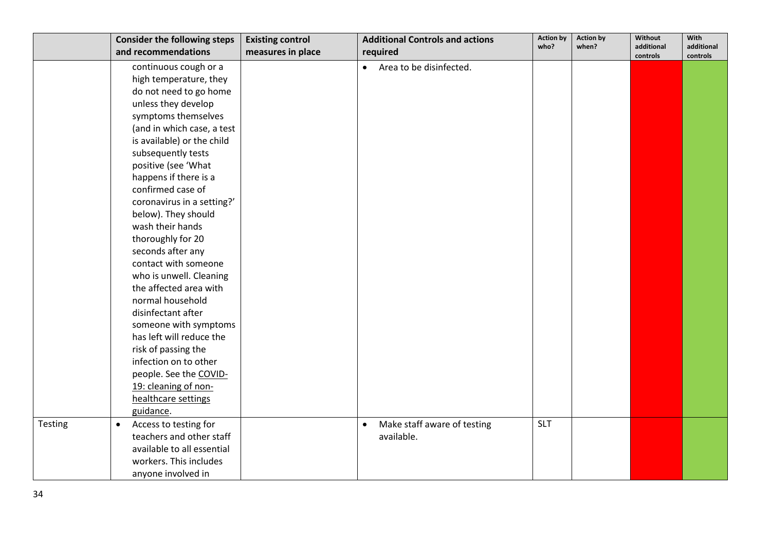| | Consider the following steps and recommendations | Existing control measures in place | Additional Controls and actions required | Action by who? | Action by when? | Without additional controls | With additional controls |
|---|---|---|---|---|---|---|---|
| | continuous cough or a high temperature, they do not need to go home unless they develop symptoms themselves (and in which case, a test is available) or the child subsequently tests positive (see 'What happens if there is a confirmed case of coronavirus in a setting?' below). They should wash their hands thoroughly for 20 seconds after any contact with someone who is unwell. Cleaning the affected area with normal household disinfectant after someone with symptoms has left will reduce the risk of passing the infection on to other people. See the COVID-19: cleaning of non-healthcare settings guidance. | | • Area to be disinfected. | | | | |
| Testing | • Access to testing for teachers and other staff available to all essential workers. This includes anyone involved in | | • Make staff aware of testing available. | SLT | | | |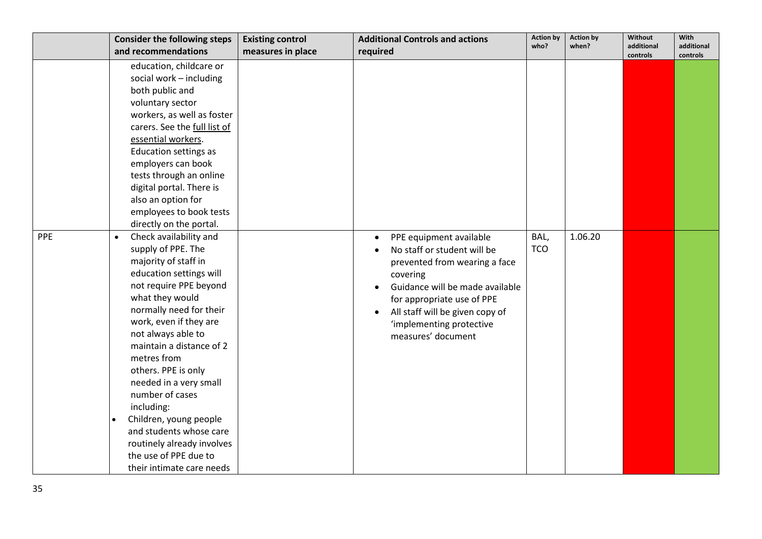| | Consider the following steps and recommendations | Existing control measures in place | Additional Controls and actions required | Action by who? | Action by when? | Without additional controls | With additional controls |
|---|---|---|---|---|---|---|---|
| | education, childcare or social work – including both public and voluntary sector workers, as well as foster carers. See the full list of essential workers. Education settings as employers can book tests through an online digital portal. There is also an option for employees to book tests directly on the portal. | | | | | | |
| PPE | • Check availability and supply of PPE. The majority of staff in education settings will not require PPE beyond what they would normally need for their work, even if they are not always able to maintain a distance of 2 metres from others. PPE is only needed in a very small number of cases including:<br>• Children, young people and students whose care routinely already involves the use of PPE due to their intimate care needs | | • PPE equipment available<br>• No staff or student will be prevented from wearing a face covering<br>• Guidance will be made available for appropriate use of PPE<br>• All staff will be given copy of 'implementing protective measures' document | BAL, TCO | 1.06.20 | | |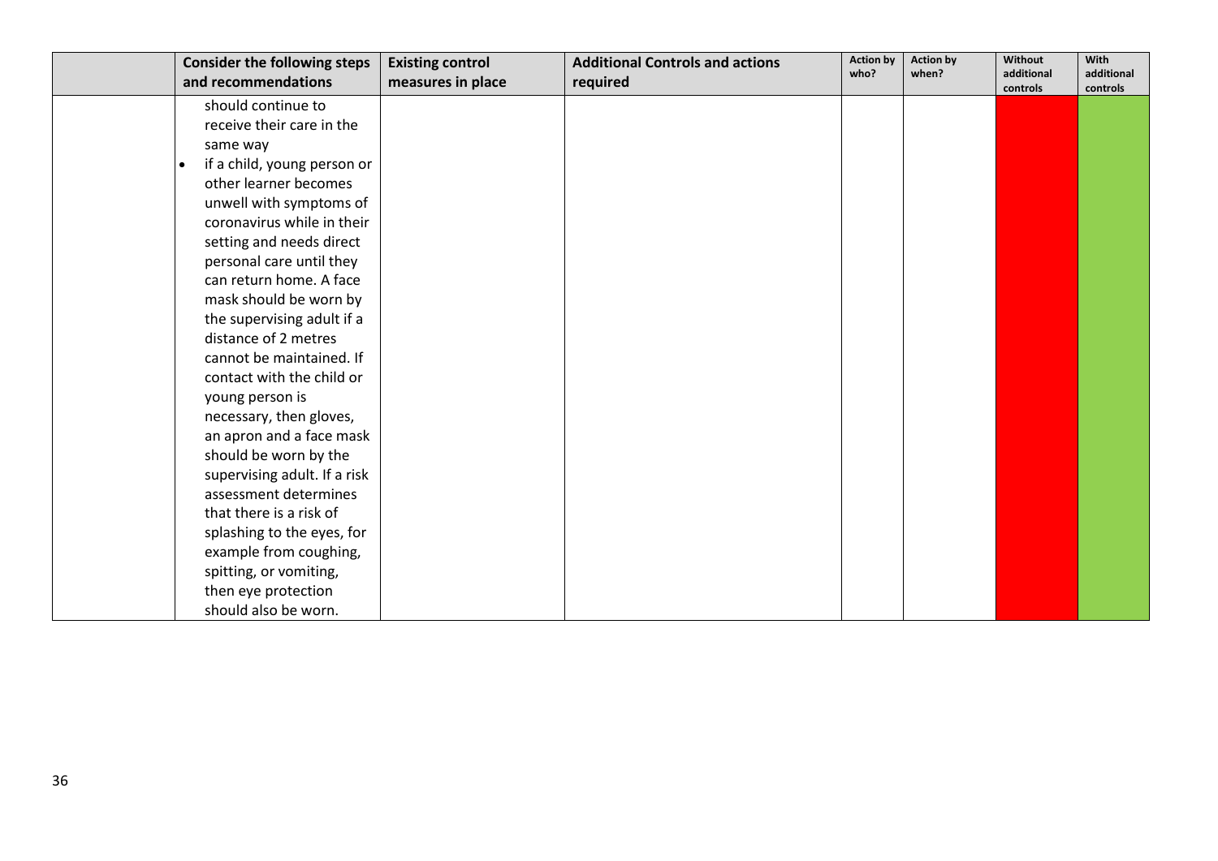| | Consider the following steps and recommendations | Existing control measures in place | Additional Controls and actions required | Action by who? | Action by when? | Without additional controls | With additional controls |
|---|---|---|---|---|---|---|---|
| | should continue to receive their care in the same way<br>• if a child, young person or other learner becomes unwell with symptoms of coronavirus while in their setting and needs direct personal care until they can return home. A face mask should be worn by the supervising adult if a distance of 2 metres cannot be maintained. If contact with the child or young person is necessary, then gloves, an apron and a face mask should be worn by the supervising adult. If a risk assessment determines that there is a risk of splashing to the eyes, for example from coughing, spitting, or vomiting, then eye protection should also be worn. | | | | | | |